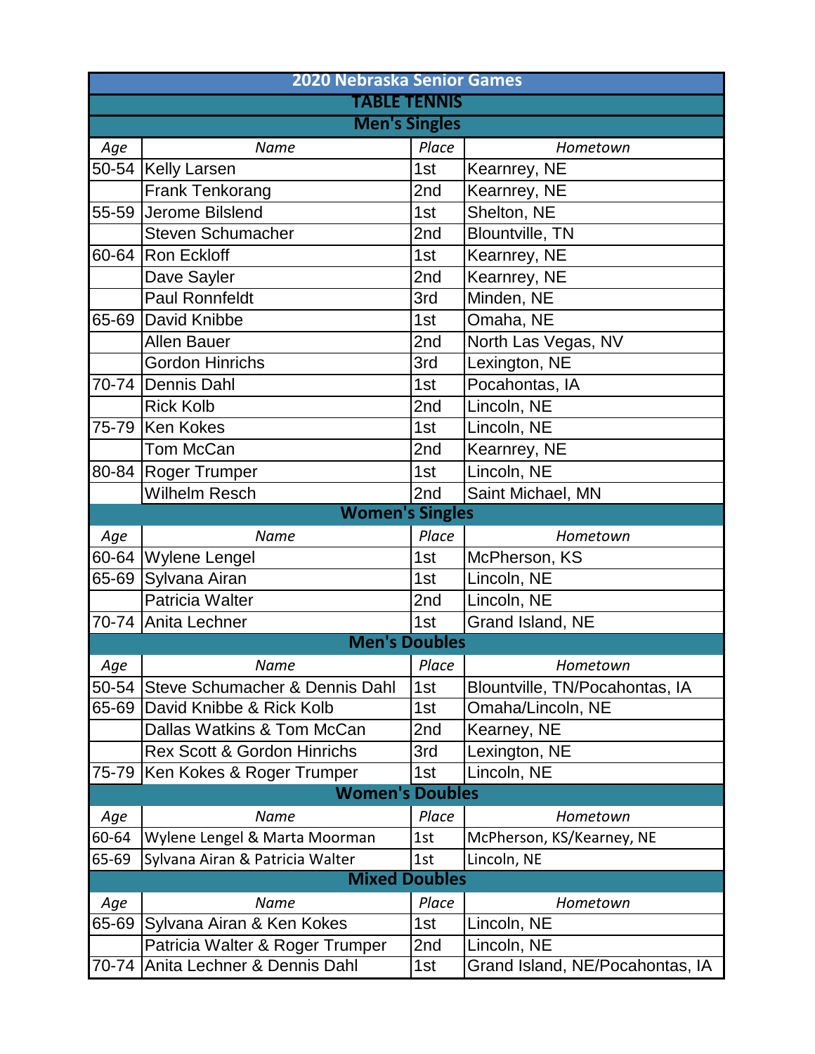# 2020 Nebraska Senior Games

## TABLE TENNIS

### Men's Singles

| Age | Name | Place | Hometown |
|---|---|---|---|
| 50-54 | Kelly Larsen | 1st | Kearnrey, NE |
| | Frank Tenkorang | 2nd | Kearnrey, NE |
| 55-59 | Jerome Bilslend | 1st | Shelton, NE |
| | Steven Schumacher | 2nd | Blountville, TN |
| 60-64 | Ron Eckloff | 1st | Kearnrey, NE |
| | Dave Sayler | 2nd | Kearnrey, NE |
| | Paul Ronnfeldt | 3rd | Minden, NE |
| 65-69 | David Knibbe | 1st | Omaha, NE |
| | Allen Bauer | 2nd | North Las Vegas, NV |
| | Gordon Hinrichs | 3rd | Lexington, NE |
| 70-74 | Dennis Dahl | 1st | Pocahontas, IA |
| | Rick Kolb | 2nd | Lincoln, NE |
| 75-79 | Ken Kokes | 1st | Lincoln, NE |
| | Tom McCan | 2nd | Kearnrey, NE |
| 80-84 | Roger Trumper | 1st | Lincoln, NE |
| | Wilhelm Resch | 2nd | Saint Michael, MN |

### Women's Singles

| Age | Name | Place | Hometown |
|---|---|---|---|
| 60-64 | Wylene Lengel | 1st | McPherson, KS |
| 65-69 | Sylvana Airan | 1st | Lincoln, NE |
| | Patricia Walter | 2nd | Lincoln, NE |
| 70-74 | Anita Lechner | 1st | Grand Island, NE |

### Men's Doubles

| Age | Name | Place | Hometown |
|---|---|---|---|
| 50-54 | Steve Schumacher & Dennis Dahl | 1st | Blountville, TN/Pocahontas, IA |
| 65-69 | David Knibbe & Rick Kolb | 1st | Omaha/Lincoln, NE |
| | Dallas Watkins & Tom McCan | 2nd | Kearney, NE |
| | Rex Scott & Gordon Hinrichs | 3rd | Lexington, NE |
| 75-79 | Ken Kokes & Roger Trumper | 1st | Lincoln, NE |

### Women's Doubles

| Age | Name | Place | Hometown |
|---|---|---|---|
| 60-64 | Wylene Lengel & Marta Moorman | 1st | McPherson, KS/Kearney, NE |
| 65-69 | Sylvana Airan & Patricia Walter | 1st | Lincoln, NE |

### Mixed Doubles

| Age | Name | Place | Hometown |
|---|---|---|---|
| 65-69 | Sylvana Airan & Ken Kokes | 1st | Lincoln, NE |
| | Patricia Walter & Roger Trumper | 2nd | Lincoln, NE |
| 70-74 | Anita Lechner & Dennis Dahl | 1st | Grand Island, NE/Pocahontas, IA |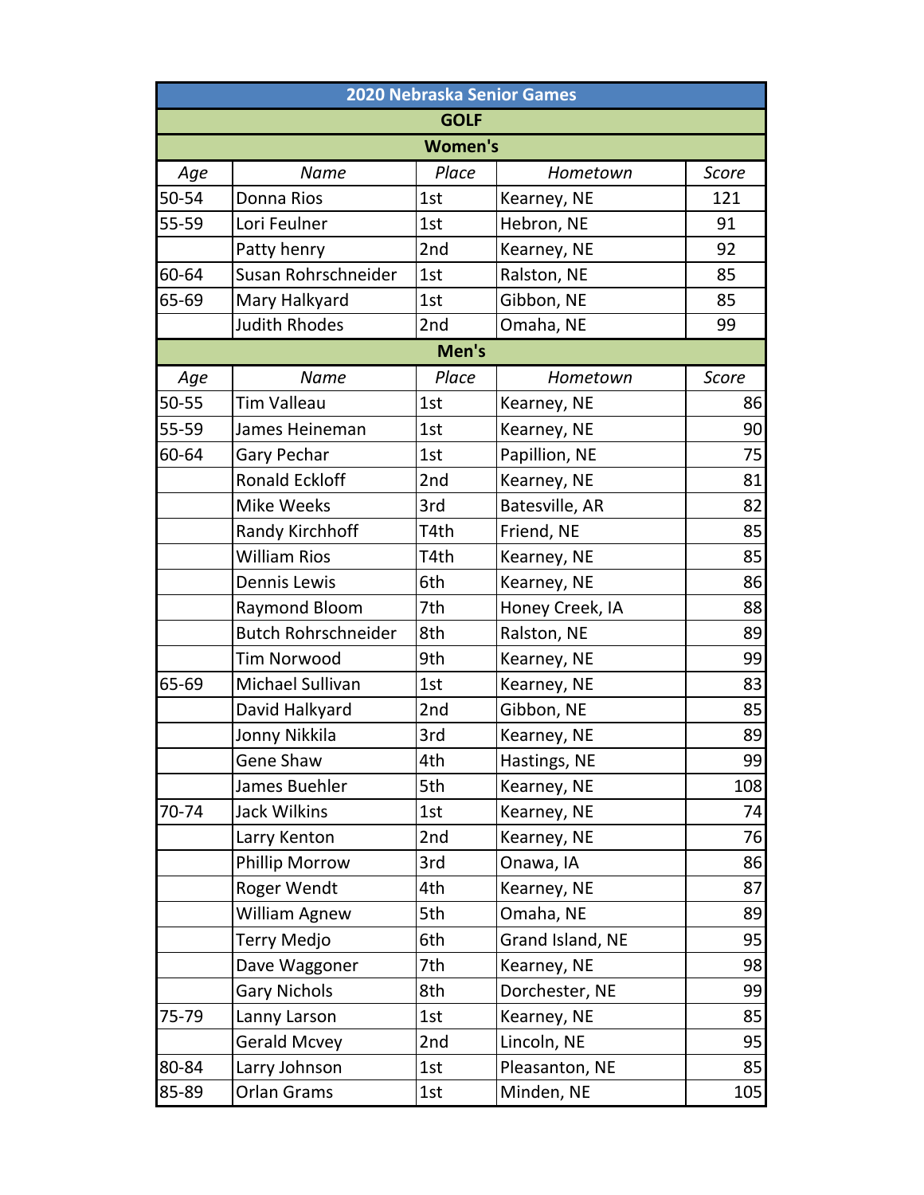| 2020 Nebraska Senior Games | | | | |
|---|---|---|---|---|
| **GOLF** | | | | |
| **Women's** | | | | |
| *Age* | *Name* | *Place* | *Hometown* | *Score* |
| 50-54 | Donna Rios | 1st | Kearney, NE | 121 |
| 55-59 | Lori Feulner | 1st | Hebron, NE | 91 |
| | Patty henry | 2nd | Kearney, NE | 92 |
| 60-64 | Susan Rohrschneider | 1st | Ralston, NE | 85 |
| 65-69 | Mary Halkyard | 1st | Gibbon, NE | 85 |
| | Judith Rhodes | 2nd | Omaha, NE | 99 |
| **Men's** | | | | |
| *Age* | *Name* | *Place* | *Hometown* | *Score* |
| 50-55 | Tim Valleau | 1st | Kearney, NE | 86 |
| 55-59 | James Heineman | 1st | Kearney, NE | 90 |
| 60-64 | Gary Pechar | 1st | Papillion, NE | 75 |
| | Ronald Eckloff | 2nd | Kearney, NE | 81 |
| | Mike Weeks | 3rd | Batesville, AR | 82 |
| | Randy Kirchhoff | T4th | Friend, NE | 85 |
| | William Rios | T4th | Kearney, NE | 85 |
| | Dennis Lewis | 6th | Kearney, NE | 86 |
| | Raymond Bloom | 7th | Honey Creek, IA | 88 |
| | Butch Rohrschneider | 8th | Ralston, NE | 89 |
| | Tim Norwood | 9th | Kearney, NE | 99 |
| 65-69 | Michael Sullivan | 1st | Kearney, NE | 83 |
| | David Halkyard | 2nd | Gibbon, NE | 85 |
| | Jonny Nikkila | 3rd | Kearney, NE | 89 |
| | Gene Shaw | 4th | Hastings, NE | 99 |
| | James Buehler | 5th | Kearney, NE | 108 |
| 70-74 | Jack Wilkins | 1st | Kearney, NE | 74 |
| | Larry Kenton | 2nd | Kearney, NE | 76 |
| | Phillip Morrow | 3rd | Onawa, IA | 86 |
| | Roger Wendt | 4th | Kearney, NE | 87 |
| | William Agnew | 5th | Omaha, NE | 89 |
| | Terry Medjo | 6th | Grand Island, NE | 95 |
| | Dave Waggoner | 7th | Kearney, NE | 98 |
| | Gary Nichols | 8th | Dorchester, NE | 99 |
| 75-79 | Lanny Larson | 1st | Kearney, NE | 85 |
| | Gerald Mcvey | 2nd | Lincoln, NE | 95 |
| 80-84 | Larry Johnson | 1st | Pleasanton, NE | 85 |
| 85-89 | Orlan Grams | 1st | Minden, NE | 105 |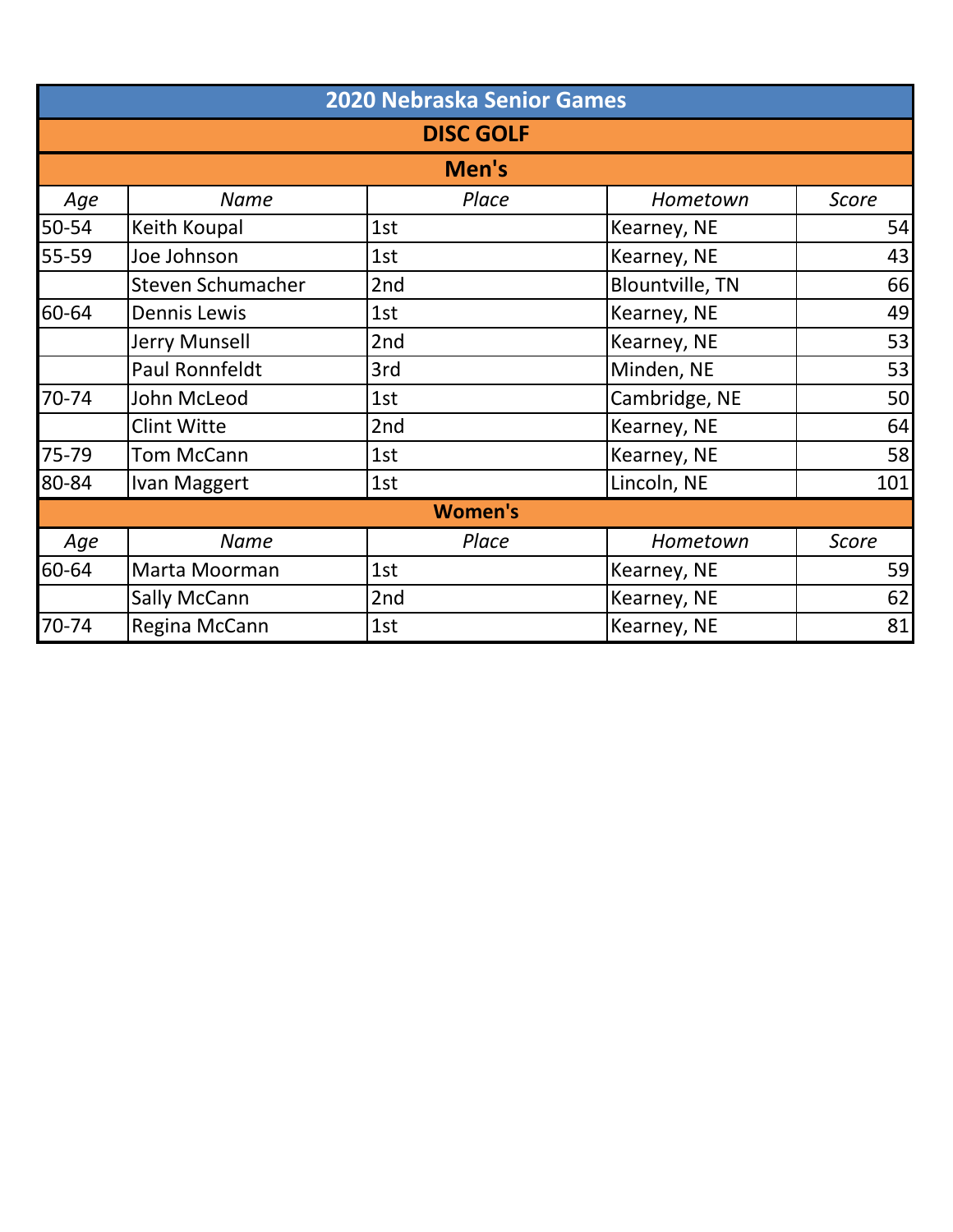# 2020 Nebraska Senior Games

## DISC GOLF

### Men's

| *Age* | *Name* | *Place* | *Hometown* | *Score* |
|---|---|---|---|---|
| 50-54 | Keith Koupal | 1st | Kearney, NE | 54 |
| 55-59 | Joe Johnson | 1st | Kearney, NE | 43 |
| | Steven Schumacher | 2nd | Blountville, TN | 66 |
| 60-64 | Dennis Lewis | 1st | Kearney, NE | 49 |
| | Jerry Munsell | 2nd | Kearney, NE | 53 |
| | Paul Ronnfeldt | 3rd | Minden, NE | 53 |
| 70-74 | John McLeod | 1st | Cambridge, NE | 50 |
| | Clint Witte | 2nd | Kearney, NE | 64 |
| 75-79 | Tom McCann | 1st | Kearney, NE | 58 |
| 80-84 | Ivan Maggert | 1st | Lincoln, NE | 101 |

### Women's

| *Age* | *Name* | *Place* | *Hometown* | *Score* |
|---|---|---|---|---|
| 60-64 | Marta Moorman | 1st | Kearney, NE | 59 |
| | Sally McCann | 2nd | Kearney, NE | 62 |
| 70-74 | Regina McCann | 1st | Kearney, NE | 81 |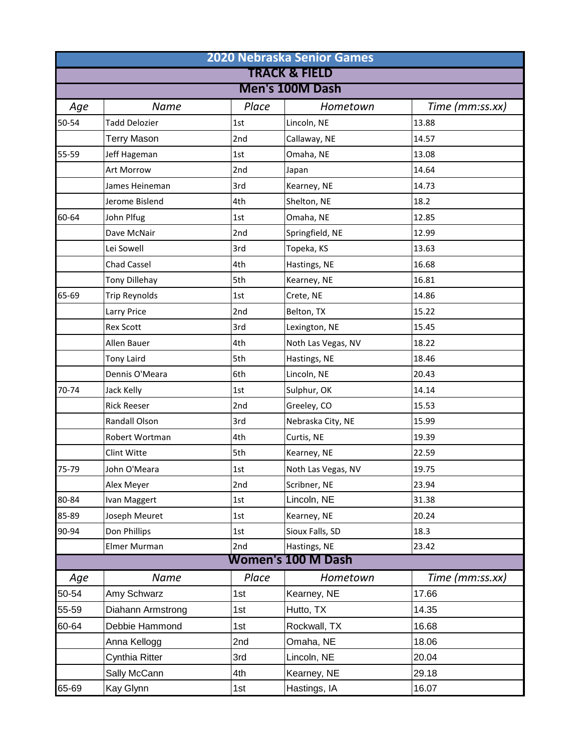# 2020 Nebraska Senior Games

## TRACK & FIELD

### Men's 100M Dash

| Age | Name | Place | Hometown | Time (mm:ss.xx) |
|---|---|---|---|---|
| 50-54 | Tadd Delozier | 1st | Lincoln, NE | 13.88 |
| | Terry Mason | 2nd | Callaway, NE | 14.57 |
| 55-59 | Jeff Hageman | 1st | Omaha, NE | 13.08 |
| | Art Morrow | 2nd | Japan | 14.64 |
| | James Heineman | 3rd | Kearney, NE | 14.73 |
| | Jerome Bislend | 4th | Shelton, NE | 18.2 |
| 60-64 | John Plfug | 1st | Omaha, NE | 12.85 |
| | Dave McNair | 2nd | Springfield, NE | 12.99 |
| | Lei Sowell | 3rd | Topeka, KS | 13.63 |
| | Chad Cassel | 4th | Hastings, NE | 16.68 |
| | Tony Dillehay | 5th | Kearney, NE | 16.81 |
| 65-69 | Trip Reynolds | 1st | Crete, NE | 14.86 |
| | Larry Price | 2nd | Belton, TX | 15.22 |
| | Rex Scott | 3rd | Lexington, NE | 15.45 |
| | Allen Bauer | 4th | Noth Las Vegas, NV | 18.22 |
| | Tony Laird | 5th | Hastings, NE | 18.46 |
| | Dennis O'Meara | 6th | Lincoln, NE | 20.43 |
| 70-74 | Jack Kelly | 1st | Sulphur, OK | 14.14 |
| | Rick Reeser | 2nd | Greeley, CO | 15.53 |
| | Randall Olson | 3rd | Nebraska City, NE | 15.99 |
| | Robert Wortman | 4th | Curtis, NE | 19.39 |
| | Clint Witte | 5th | Kearney, NE | 22.59 |
| 75-79 | John O'Meara | 1st | Noth Las Vegas, NV | 19.75 |
| | Alex Meyer | 2nd | Scribner, NE | 23.94 |
| 80-84 | Ivan Maggert | 1st | Lincoln, NE | 31.38 |
| 85-89 | Joseph Meuret | 1st | Kearney, NE | 20.24 |
| 90-94 | Don Phillips | 1st | Sioux Falls, SD | 18.3 |
| | Elmer Murman | 2nd | Hastings, NE | 23.42 |

### Women's 100 M Dash

| Age | Name | Place | Hometown | Time (mm:ss.xx) |
|---|---|---|---|---|
| 50-54 | Amy Schwarz | 1st | Kearney, NE | 17.66 |
| 55-59 | Diahann Armstrong | 1st | Hutto, TX | 14.35 |
| 60-64 | Debbie Hammond | 1st | Rockwall, TX | 16.68 |
| | Anna Kellogg | 2nd | Omaha, NE | 18.06 |
| | Cynthia Ritter | 3rd | Lincoln, NE | 20.04 |
| | Sally McCann | 4th | Kearney, NE | 29.18 |
| 65-69 | Kay Glynn | 1st | Hastings, IA | 16.07 |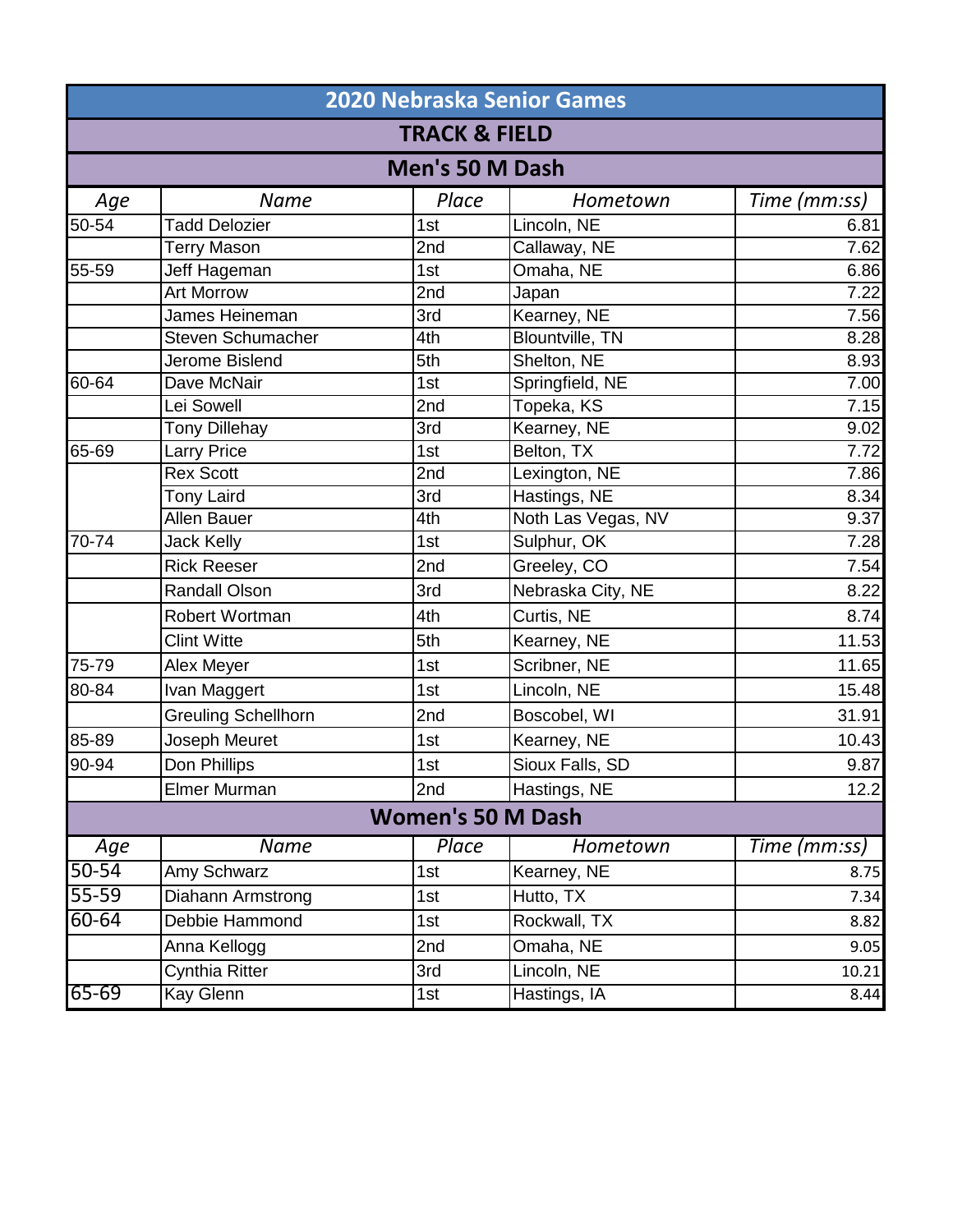# 2020 Nebraska Senior Games

## TRACK & FIELD

### Men's 50 M Dash

| Age | Name | Place | Hometown | Time (mm:ss) |
|---|---|---|---|---|
| 50-54 | Tadd Delozier | 1st | Lincoln, NE | 6.81 |
| | Terry Mason | 2nd | Callaway, NE | 7.62 |
| 55-59 | Jeff Hageman | 1st | Omaha, NE | 6.86 |
| | Art Morrow | 2nd | Japan | 7.22 |
| | James Heineman | 3rd | Kearney, NE | 7.56 |
| | Steven Schumacher | 4th | Blountville, TN | 8.28 |
| | Jerome Bislend | 5th | Shelton, NE | 8.93 |
| 60-64 | Dave McNair | 1st | Springfield, NE | 7.00 |
| | Lei Sowell | 2nd | Topeka, KS | 7.15 |
| | Tony Dillehay | 3rd | Kearney, NE | 9.02 |
| 65-69 | Larry Price | 1st | Belton, TX | 7.72 |
| | Rex Scott | 2nd | Lexington, NE | 7.86 |
| | Tony Laird | 3rd | Hastings, NE | 8.34 |
| | Allen Bauer | 4th | Noth Las Vegas, NV | 9.37 |
| 70-74 | Jack Kelly | 1st | Sulphur, OK | 7.28 |
| | Rick Reeser | 2nd | Greeley, CO | 7.54 |
| | Randall Olson | 3rd | Nebraska City, NE | 8.22 |
| | Robert Wortman | 4th | Curtis, NE | 8.74 |
| | Clint Witte | 5th | Kearney, NE | 11.53 |
| 75-79 | Alex Meyer | 1st | Scribner, NE | 11.65 |
| 80-84 | Ivan Maggert | 1st | Lincoln, NE | 15.48 |
| | Greuling Schellhorn | 2nd | Boscobel, WI | 31.91 |
| 85-89 | Joseph Meuret | 1st | Kearney, NE | 10.43 |
| 90-94 | Don Phillips | 1st | Sioux Falls, SD | 9.87 |
| | Elmer Murman | 2nd | Hastings, NE | 12.2 |

### Women's 50 M Dash

| Age | Name | Place | Hometown | Time (mm:ss) |
|---|---|---|---|---|
| 50-54 | Amy Schwarz | 1st | Kearney, NE | 8.75 |
| 55-59 | Diahann Armstrong | 1st | Hutto, TX | 7.34 |
| 60-64 | Debbie Hammond | 1st | Rockwall, TX | 8.82 |
| | Anna Kellogg | 2nd | Omaha, NE | 9.05 |
| | Cynthia Ritter | 3rd | Lincoln, NE | 10.21 |
| 65-69 | Kay Glenn | 1st | Hastings, IA | 8.44 |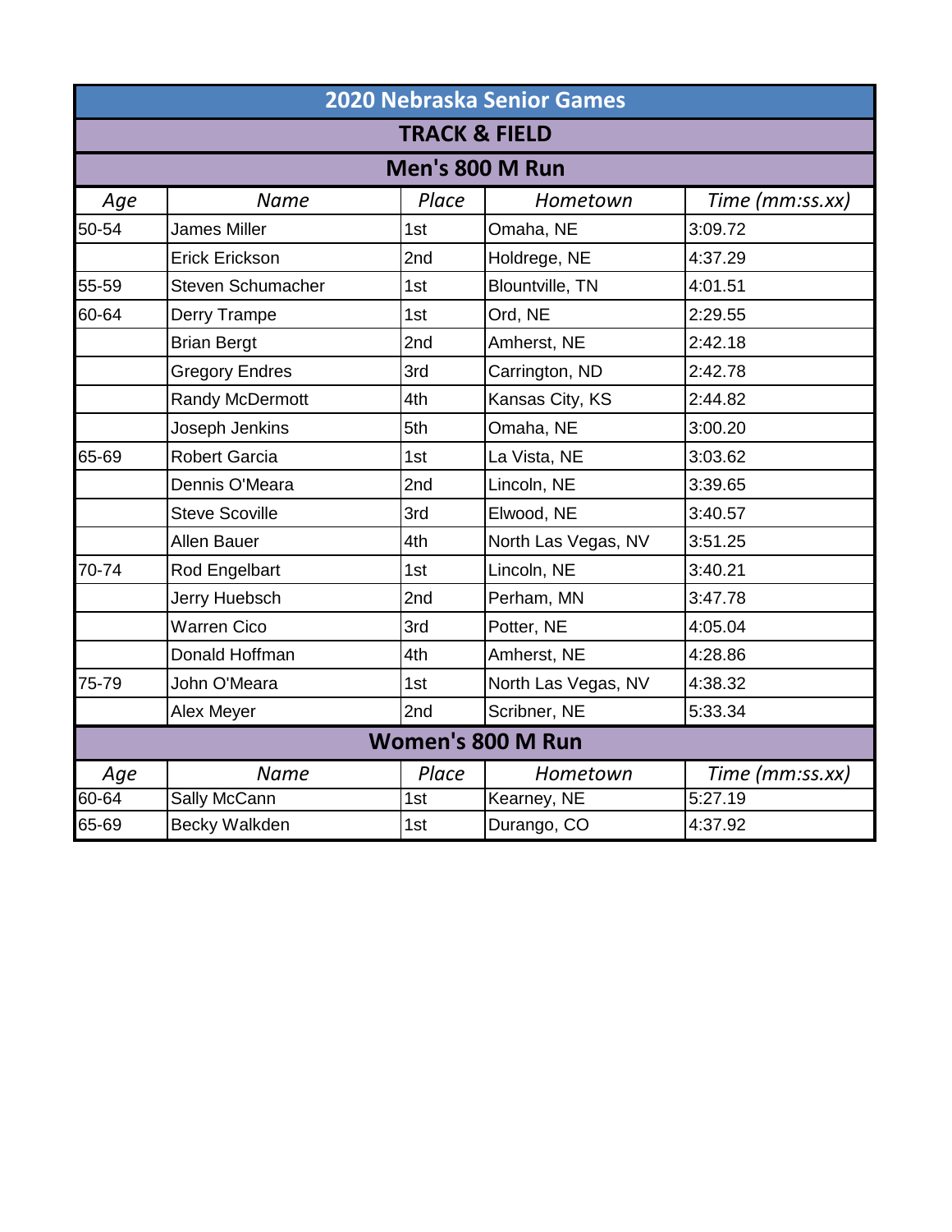# 2020 Nebraska Senior Games

## TRACK & FIELD

### Men's 800 M Run

| Age | Name | Place | Hometown | Time (mm:ss.xx) |
|---|---|---|---|---|
| 50-54 | James Miller | 1st | Omaha, NE | 3:09.72 |
| | Erick Erickson | 2nd | Holdrege, NE | 4:37.29 |
| 55-59 | Steven Schumacher | 1st | Blountville, TN | 4:01.51 |
| 60-64 | Derry Trampe | 1st | Ord, NE | 2:29.55 |
| | Brian Bergt | 2nd | Amherst, NE | 2:42.18 |
| | Gregory Endres | 3rd | Carrington, ND | 2:42.78 |
| | Randy McDermott | 4th | Kansas City, KS | 2:44.82 |
| | Joseph Jenkins | 5th | Omaha, NE | 3:00.20 |
| 65-69 | Robert Garcia | 1st | La Vista, NE | 3:03.62 |
| | Dennis O'Meara | 2nd | Lincoln, NE | 3:39.65 |
| | Steve Scoville | 3rd | Elwood, NE | 3:40.57 |
| | Allen Bauer | 4th | North Las Vegas, NV | 3:51.25 |
| 70-74 | Rod Engelbart | 1st | Lincoln, NE | 3:40.21 |
| | Jerry Huebsch | 2nd | Perham, MN | 3:47.78 |
| | Warren Cico | 3rd | Potter, NE | 4:05.04 |
| | Donald Hoffman | 4th | Amherst, NE | 4:28.86 |
| 75-79 | John O'Meara | 1st | North Las Vegas, NV | 4:38.32 |
| | Alex Meyer | 2nd | Scribner, NE | 5:33.34 |

### Women's 800 M Run

| Age | Name | Place | Hometown | Time (mm:ss.xx) |
|---|---|---|---|---|
| 60-64 | Sally McCann | 1st | Kearney, NE | 5:27.19 |
| 65-69 | Becky Walkden | 1st | Durango, CO | 4:37.92 |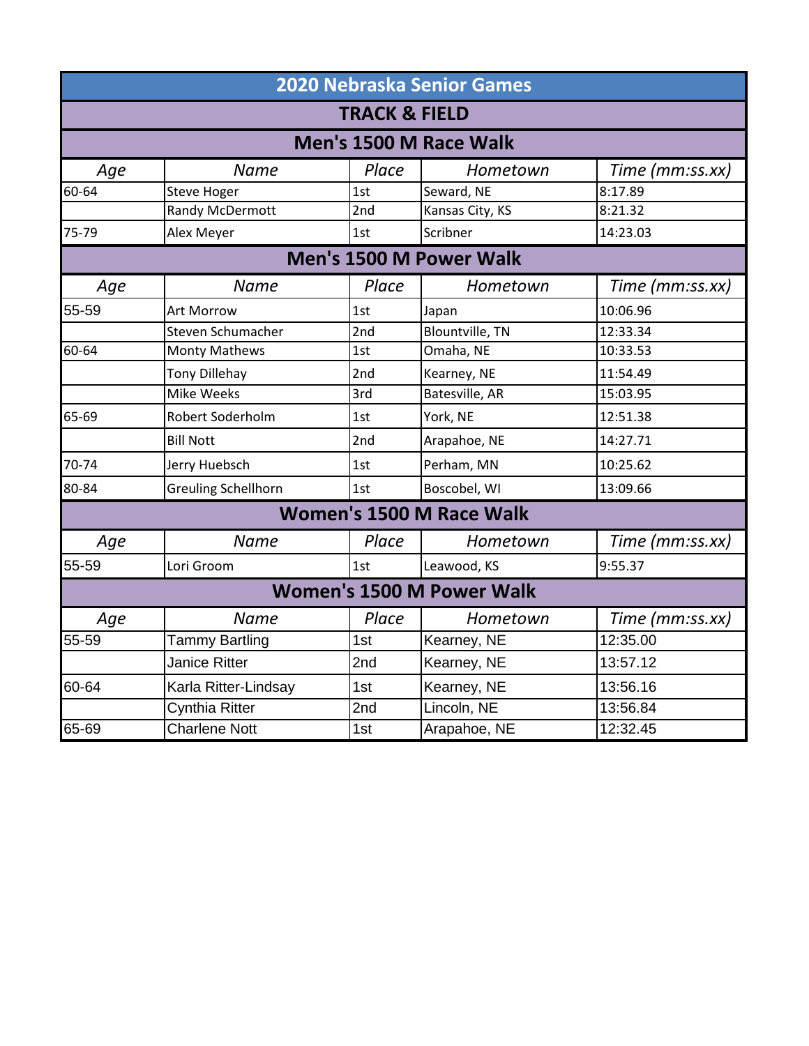# 2020 Nebraska Senior Games

## TRACK & FIELD

### Men's 1500 M Race Walk

| Age | Name | Place | Hometown | Time (mm:ss.xx) |
|---|---|---|---|---|
| 60-64 | Steve Hoger | 1st | Seward, NE | 8:17.89 |
| | Randy McDermott | 2nd | Kansas City, KS | 8:21.32 |
| 75-79 | Alex Meyer | 1st | Scribner | 14:23.03 |

### Men's 1500 M Power Walk

| Age | Name | Place | Hometown | Time (mm:ss.xx) |
|---|---|---|---|---|
| 55-59 | Art Morrow | 1st | Japan | 10:06.96 |
| | Steven Schumacher | 2nd | Blountville, TN | 12:33.34 |
| 60-64 | Monty Mathews | 1st | Omaha, NE | 10:33.53 |
| | Tony Dillehay | 2nd | Kearney, NE | 11:54.49 |
| | Mike Weeks | 3rd | Batesville, AR | 15:03.95 |
| 65-69 | Robert Soderholm | 1st | York, NE | 12:51.38 |
| | Bill Nott | 2nd | Arapahoe, NE | 14:27.71 |
| 70-74 | Jerry Huebsch | 1st | Perham, MN | 10:25.62 |
| 80-84 | Greuling Schellhorn | 1st | Boscobel, WI | 13:09.66 |

### Women's 1500 M Race Walk

| Age | Name | Place | Hometown | Time (mm:ss.xx) |
|---|---|---|---|---|
| 55-59 | Lori Groom | 1st | Leawood, KS | 9:55.37 |

### Women's 1500 M Power Walk

| Age | Name | Place | Hometown | Time (mm:ss.xx) |
|---|---|---|---|---|
| 55-59 | Tammy Bartling | 1st | Kearney, NE | 12:35.00 |
| | Janice Ritter | 2nd | Kearney, NE | 13:57.12 |
| 60-64 | Karla Ritter-Lindsay | 1st | Kearney, NE | 13:56.16 |
| | Cynthia Ritter | 2nd | Lincoln, NE | 13:56.84 |
| 65-69 | Charlene Nott | 1st | Arapahoe, NE | 12:32.45 |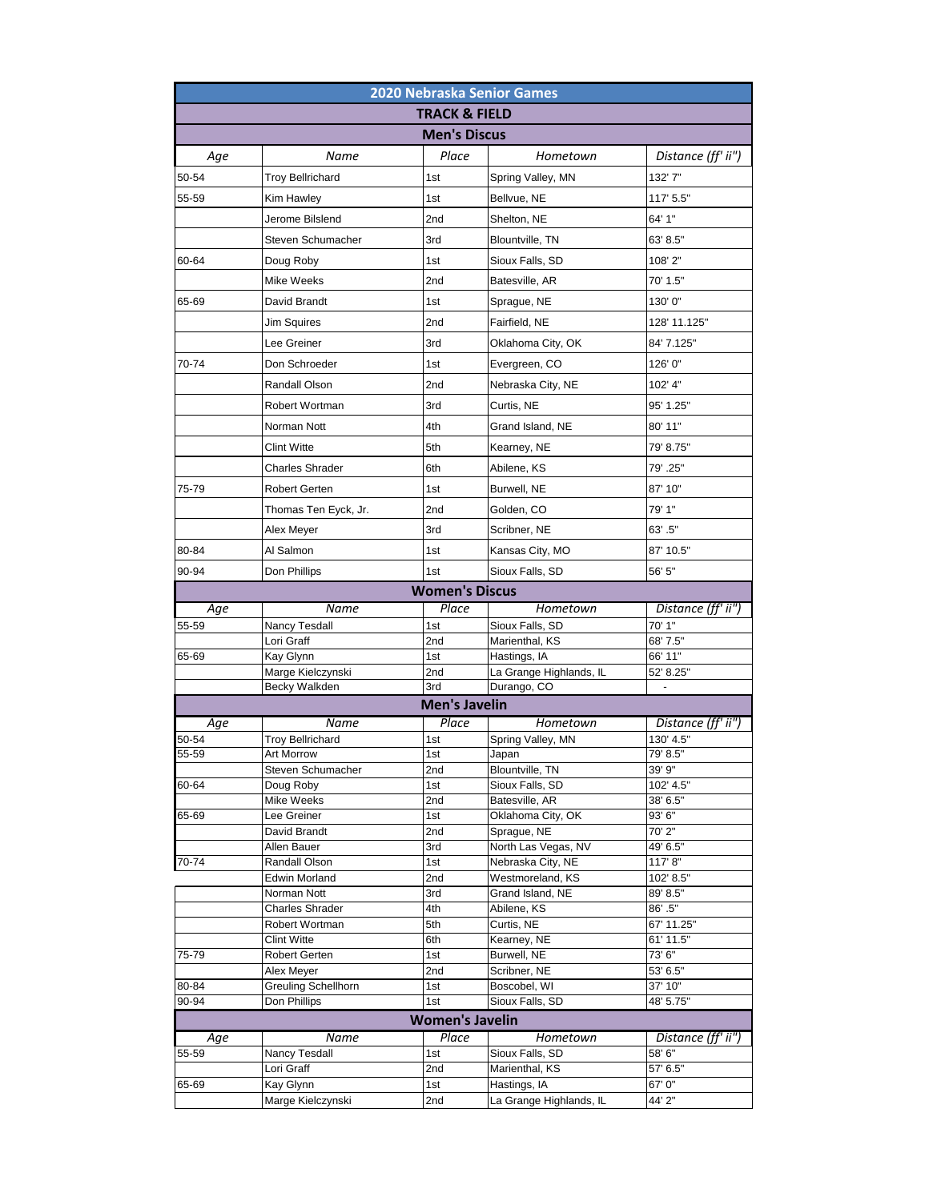# 2020 Nebraska Senior Games

## TRACK & FIELD

### Men's Discus

| Age | Name | Place | Hometown | Distance (ff' ii") |
|---|---|---|---|---|
| 50-54 | Troy Bellrichard | 1st | Spring Valley, MN | 132' 7" |
| 55-59 | Kim Hawley | 1st | Bellvue, NE | 117' 5.5" |
| | Jerome Bilslend | 2nd | Shelton, NE | 64' 1" |
| | Steven Schumacher | 3rd | Blountville, TN | 63' 8.5" |
| 60-64 | Doug Roby | 1st | Sioux Falls, SD | 108' 2" |
| | Mike Weeks | 2nd | Batesville, AR | 70' 1.5" |
| 65-69 | David Brandt | 1st | Sprague, NE | 130' 0" |
| | Jim Squires | 2nd | Fairfield, NE | 128' 11.125" |
| | Lee Greiner | 3rd | Oklahoma City, OK | 84' 7.125" |
| 70-74 | Don Schroeder | 1st | Evergreen, CO | 126' 0" |
| | Randall Olson | 2nd | Nebraska City, NE | 102' 4" |
| | Robert Wortman | 3rd | Curtis, NE | 95' 1.25" |
| | Norman Nott | 4th | Grand Island, NE | 80' 11" |
| | Clint Witte | 5th | Kearney, NE | 79' 8.75" |
| | Charles Shrader | 6th | Abilene, KS | 79' .25" |
| 75-79 | Robert Gerten | 1st | Burwell, NE | 87' 10" |
| | Thomas Ten Eyck, Jr. | 2nd | Golden, CO | 79' 1" |
| | Alex Meyer | 3rd | Scribner, NE | 63' .5" |
| 80-84 | Al Salmon | 1st | Kansas City, MO | 87' 10.5" |
| 90-94 | Don Phillips | 1st | Sioux Falls, SD | 56' 5" |

### Women's Discus

| Age | Name | Place | Hometown | Distance (ff' ii") |
|---|---|---|---|---|
| 55-59 | Nancy Tesdall | 1st | Sioux Falls, SD | 70' 1" |
| | Lori Graff | 2nd | Marienthal, KS | 68' 7.5" |
| 65-69 | Kay Glynn | 1st | Hastings, IA | 66' 11" |
| | Marge Kielczynski | 2nd | La Grange Highlands, IL | 52' 8.25" |
| | Becky Walkden | 3rd | Durango, CO | - |

### Men's Javelin

| Age | Name | Place | Hometown | Distance (ff' ii") |
|---|---|---|---|---|
| 50-54 | Troy Bellrichard | 1st | Spring Valley, MN | 130' 4.5" |
| 55-59 | Art Morrow | 1st | Japan | 79' 8.5" |
| | Steven Schumacher | 2nd | Blountville, TN | 39' 9" |
| 60-64 | Doug Roby | 1st | Sioux Falls, SD | 102' 4.5" |
| | Mike Weeks | 2nd | Batesville, AR | 38' 6.5" |
| 65-69 | Lee Greiner | 1st | Oklahoma City, OK | 93' 6" |
| | David Brandt | 2nd | Sprague, NE | 70' 2" |
| | Allen Bauer | 3rd | North Las Vegas, NV | 49' 6.5" |
| 70-74 | Randall Olson | 1st | Nebraska City, NE | 117' 8" |
| | Edwin Morland | 2nd | Westmoreland, KS | 102' 8.5" |
| | Norman Nott | 3rd | Grand Island, NE | 89' 8.5" |
| | Charles Shrader | 4th | Abilene, KS | 86' .5" |
| | Robert Wortman | 5th | Curtis, NE | 67' 11.25" |
| | Clint Witte | 6th | Kearney, NE | 61' 11.5" |
| 75-79 | Robert Gerten | 1st | Burwell, NE | 73' 6" |
| | Alex Meyer | 2nd | Scribner, NE | 53' 6.5" |
| 80-84 | Greuling Schellhorn | 1st | Boscobel, WI | 37' 10" |
| 90-94 | Don Phillips | 1st | Sioux Falls, SD | 48' 5.75" |

### Women's Javelin

| Age | Name | Place | Hometown | Distance (ff' ii") |
|---|---|---|---|---|
| 55-59 | Nancy Tesdall | 1st | Sioux Falls, SD | 58' 6" |
| | Lori Graff | 2nd | Marienthal, KS | 57' 6.5" |
| 65-69 | Kay Glynn | 1st | Hastings, IA | 67' 0" |
| | Marge Kielczynski | 2nd | La Grange Highlands, IL | 44' 2" |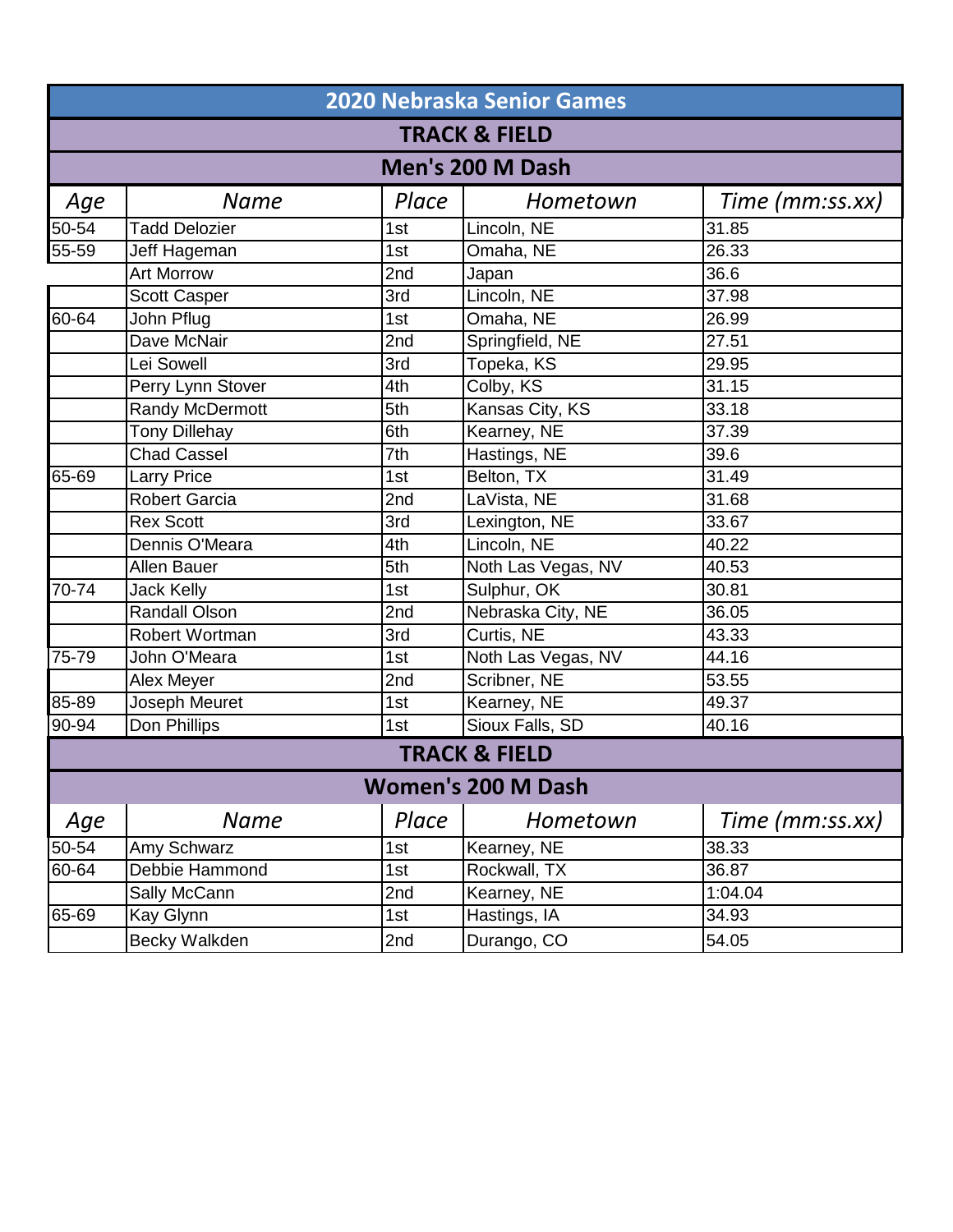# 2020 Nebraska Senior Games

## TRACK & FIELD

### Men's 200 M Dash

| Age | Name | Place | Hometown | Time (mm:ss.xx) |
|---|---|---|---|---|
| 50-54 | Tadd Delozier | 1st | Lincoln, NE | 31.85 |
| 55-59 | Jeff Hageman | 1st | Omaha, NE | 26.33 |
| | Art Morrow | 2nd | Japan | 36.6 |
| | Scott Casper | 3rd | Lincoln, NE | 37.98 |
| 60-64 | John Pflug | 1st | Omaha, NE | 26.99 |
| | Dave McNair | 2nd | Springfield, NE | 27.51 |
| | Lei Sowell | 3rd | Topeka, KS | 29.95 |
| | Perry Lynn Stover | 4th | Colby, KS | 31.15 |
| | Randy McDermott | 5th | Kansas City, KS | 33.18 |
| | Tony Dillehay | 6th | Kearney, NE | 37.39 |
| | Chad Cassel | 7th | Hastings, NE | 39.6 |
| 65-69 | Larry Price | 1st | Belton, TX | 31.49 |
| | Robert Garcia | 2nd | LaVista, NE | 31.68 |
| | Rex Scott | 3rd | Lexington, NE | 33.67 |
| | Dennis O'Meara | 4th | Lincoln, NE | 40.22 |
| | Allen Bauer | 5th | Noth Las Vegas, NV | 40.53 |
| 70-74 | Jack Kelly | 1st | Sulphur, OK | 30.81 |
| | Randall Olson | 2nd | Nebraska City, NE | 36.05 |
| | Robert Wortman | 3rd | Curtis, NE | 43.33 |
| 75-79 | John O'Meara | 1st | Noth Las Vegas, NV | 44.16 |
| | Alex Meyer | 2nd | Scribner, NE | 53.55 |
| 85-89 | Joseph Meuret | 1st | Kearney, NE | 49.37 |
| 90-94 | Don Phillips | 1st | Sioux Falls, SD | 40.16 |

## TRACK & FIELD

### Women's 200 M Dash

| Age | Name | Place | Hometown | Time (mm:ss.xx) |
|---|---|---|---|---|
| 50-54 | Amy Schwarz | 1st | Kearney, NE | 38.33 |
| 60-64 | Debbie Hammond | 1st | Rockwall, TX | 36.87 |
| | Sally McCann | 2nd | Kearney, NE | 1:04.04 |
| 65-69 | Kay Glynn | 1st | Hastings, IA | 34.93 |
| | Becky Walkden | 2nd | Durango, CO | 54.05 |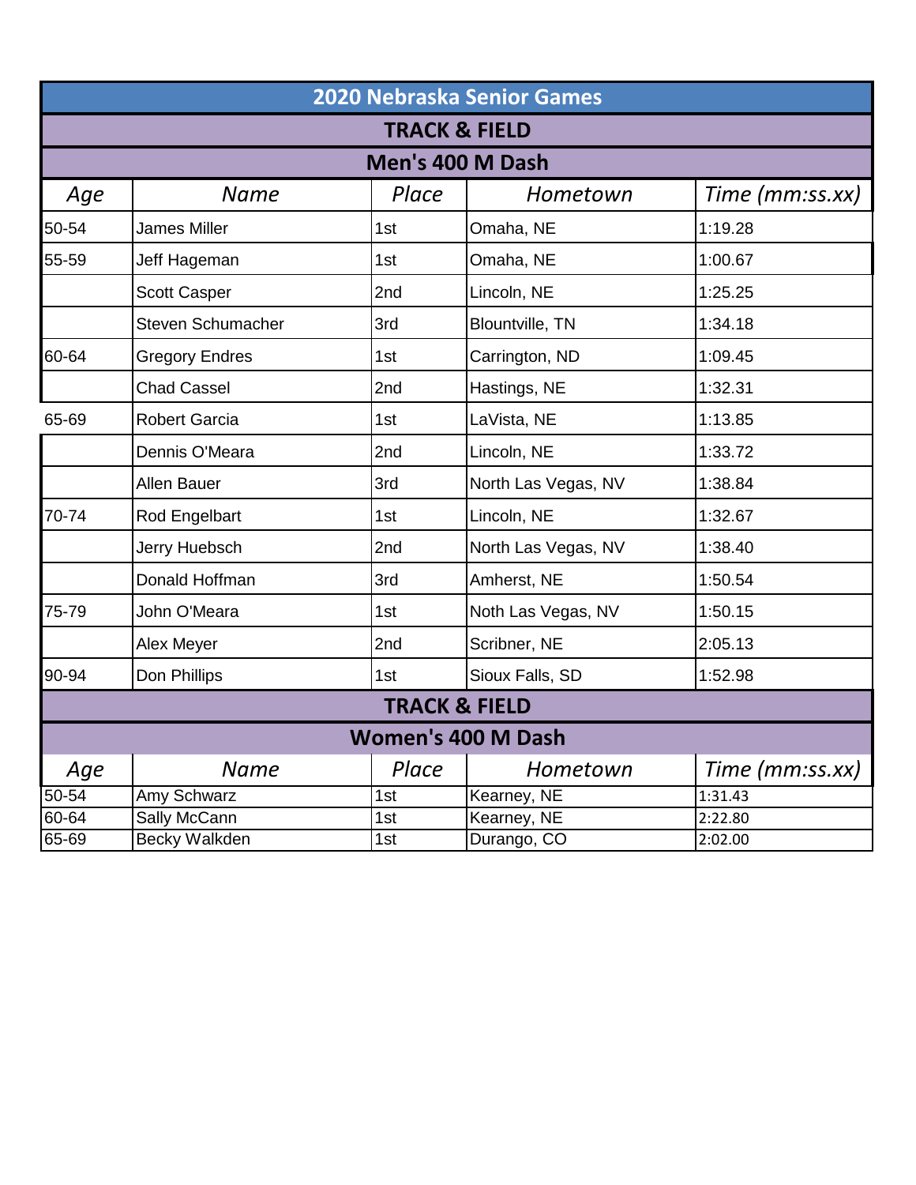# 2020 Nebraska Senior Games

## TRACK & FIELD

### Men's 400 M Dash

| Age | Name | Place | Hometown | Time (mm:ss.xx) |
|---|---|---|---|---|
| 50-54 | James Miller | 1st | Omaha, NE | 1:19.28 |
| 55-59 | Jeff Hageman | 1st | Omaha, NE | 1:00.67 |
| | Scott Casper | 2nd | Lincoln, NE | 1:25.25 |
| | Steven Schumacher | 3rd | Blountville, TN | 1:34.18 |
| 60-64 | Gregory Endres | 1st | Carrington, ND | 1:09.45 |
| | Chad Cassel | 2nd | Hastings, NE | 1:32.31 |
| 65-69 | Robert Garcia | 1st | LaVista, NE | 1:13.85 |
| | Dennis O'Meara | 2nd | Lincoln, NE | 1:33.72 |
| | Allen Bauer | 3rd | North Las Vegas, NV | 1:38.84 |
| 70-74 | Rod Engelbart | 1st | Lincoln, NE | 1:32.67 |
| | Jerry Huebsch | 2nd | North Las Vegas, NV | 1:38.40 |
| | Donald Hoffman | 3rd | Amherst, NE | 1:50.54 |
| 75-79 | John O'Meara | 1st | Noth Las Vegas, NV | 1:50.15 |
| | Alex Meyer | 2nd | Scribner, NE | 2:05.13 |
| 90-94 | Don Phillips | 1st | Sioux Falls, SD | 1:52.98 |

## TRACK & FIELD

### Women's 400 M Dash

| Age | Name | Place | Hometown | Time (mm:ss.xx) |
|---|---|---|---|---|
| 50-54 | Amy Schwarz | 1st | Kearney, NE | 1:31.43 |
| 60-64 | Sally McCann | 1st | Kearney, NE | 2:22.80 |
| 65-69 | Becky Walkden | 1st | Durango, CO | 2:02.00 |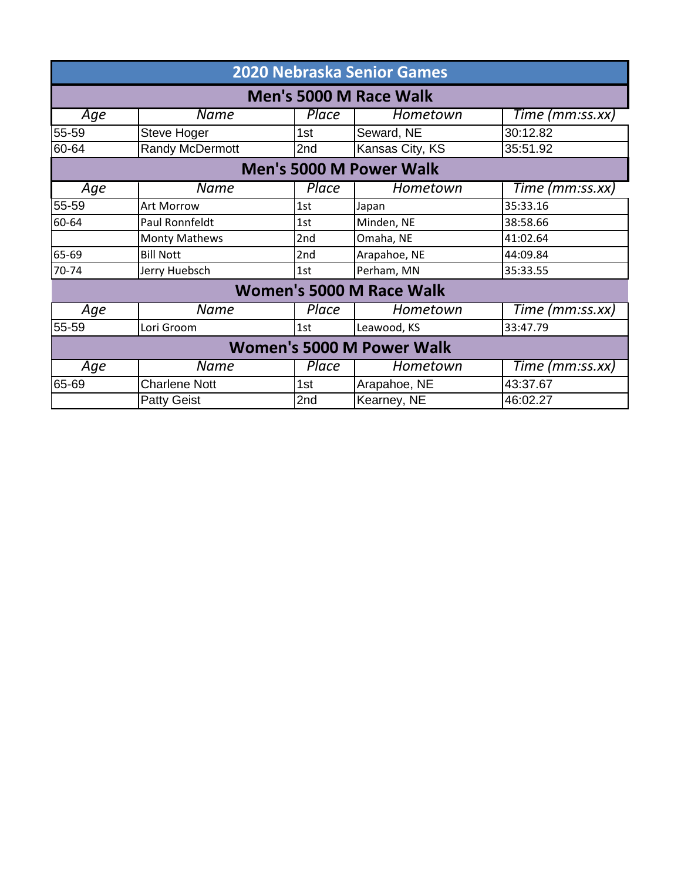# 2020 Nebraska Senior Games

## Men's 5000 M Race Walk

| Age | Name | Place | Hometown | Time (mm:ss.xx) |
|---|---|---|---|---|
| 55-59 | Steve Hoger | 1st | Seward, NE | 30:12.82 |
| 60-64 | Randy McDermott | 2nd | Kansas City, KS | 35:51.92 |

## Men's 5000 M Power Walk

| Age | Name | Place | Hometown | Time (mm:ss.xx) |
|---|---|---|---|---|
| 55-59 | Art Morrow | 1st | Japan | 35:33.16 |
| 60-64 | Paul Ronnfeldt | 1st | Minden, NE | 38:58.66 |
| | Monty Mathews | 2nd | Omaha, NE | 41:02.64 |
| 65-69 | Bill Nott | 2nd | Arapahoe, NE | 44:09.84 |
| 70-74 | Jerry Huebsch | 1st | Perham, MN | 35:33.55 |

## Women's 5000 M Race Walk

| Age | Name | Place | Hometown | Time (mm:ss.xx) |
|---|---|---|---|---|
| 55-59 | Lori Groom | 1st | Leawood, KS | 33:47.79 |

## Women's 5000 M Power Walk

| Age | Name | Place | Hometown | Time (mm:ss.xx) |
|---|---|---|---|---|
| 65-69 | Charlene Nott | 1st | Arapahoe, NE | 43:37.67 |
| | Patty Geist | 2nd | Kearney, NE | 46:02.27 |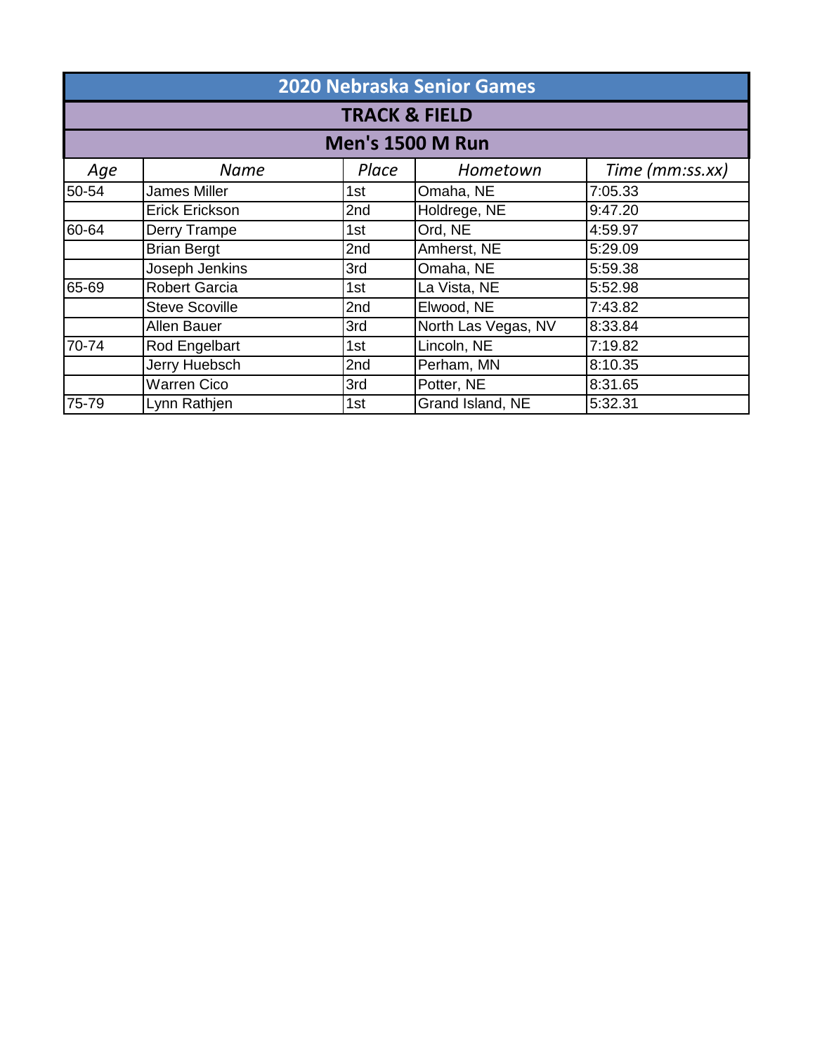# 2020 Nebraska Senior Games

## TRACK & FIELD

### Men's 1500 M Run

| *Age* | *Name* | *Place* | *Hometown* | *Time (mm:ss.xx)* |
|---|---|---|---|---|
| 50-54 | James Miller | 1st | Omaha, NE | 7:05.33 |
| | Erick Erickson | 2nd | Holdrege, NE | 9:47.20 |
| 60-64 | Derry Trampe | 1st | Ord, NE | 4:59.97 |
| | Brian Bergt | 2nd | Amherst, NE | 5:29.09 |
| | Joseph Jenkins | 3rd | Omaha, NE | 5:59.38 |
| 65-69 | Robert Garcia | 1st | La Vista, NE | 5:52.98 |
| | Steve Scoville | 2nd | Elwood, NE | 7:43.82 |
| | Allen Bauer | 3rd | North Las Vegas, NV | 8:33.84 |
| 70-74 | Rod Engelbart | 1st | Lincoln, NE | 7:19.82 |
| | Jerry Huebsch | 2nd | Perham, MN | 8:10.35 |
| | Warren Cico | 3rd | Potter, NE | 8:31.65 |
| 75-79 | Lynn Rathjen | 1st | Grand Island, NE | 5:32.31 |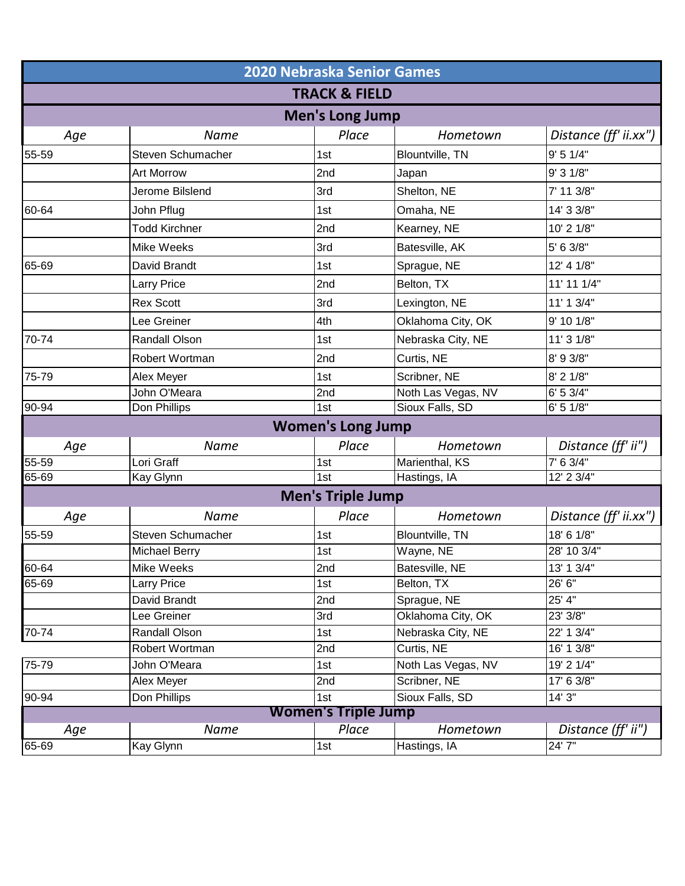# 2020 Nebraska Senior Games

## TRACK & FIELD

### Men's Long Jump

| Age | Name | Place | Hometown | Distance (ff' ii.xx") |
|---|---|---|---|---|
| 55-59 | Steven Schumacher | 1st | Blountville, TN | 9' 5 1/4" |
| | Art Morrow | 2nd | Japan | 9' 3 1/8" |
| | Jerome Bilslend | 3rd | Shelton, NE | 7' 11 3/8" |
| 60-64 | John Pflug | 1st | Omaha, NE | 14' 3 3/8" |
| | Todd Kirchner | 2nd | Kearney, NE | 10' 2 1/8" |
| | Mike Weeks | 3rd | Batesville, AK | 5' 6 3/8" |
| 65-69 | David Brandt | 1st | Sprague, NE | 12' 4 1/8" |
| | Larry Price | 2nd | Belton, TX | 11' 11 1/4" |
| | Rex Scott | 3rd | Lexington, NE | 11' 1 3/4" |
| | Lee Greiner | 4th | Oklahoma City, OK | 9' 10 1/8" |
| 70-74 | Randall Olson | 1st | Nebraska City, NE | 11' 3 1/8" |
| | Robert Wortman | 2nd | Curtis, NE | 8' 9 3/8" |
| 75-79 | Alex Meyer | 1st | Scribner, NE | 8' 2 1/8" |
| | John O'Meara | 2nd | Noth Las Vegas, NV | 6' 5 3/4" |
| 90-94 | Don Phillips | 1st | Sioux Falls, SD | 6' 5 1/8" |

### Women's Long Jump

| Age | Name | Place | Hometown | Distance (ff' ii") |
|---|---|---|---|---|
| 55-59 | Lori Graff | 1st | Marienthal, KS | 7' 6 3/4" |
| 65-69 | Kay Glynn | 1st | Hastings, IA | 12' 2 3/4" |

### Men's Triple Jump

| Age | Name | Place | Hometown | Distance (ff' ii.xx") |
|---|---|---|---|---|
| 55-59 | Steven Schumacher | 1st | Blountville, TN | 18' 6 1/8" |
| | Michael Berry | 1st | Wayne, NE | 28' 10 3/4" |
| 60-64 | Mike Weeks | 2nd | Batesville, NE | 13' 1 3/4" |
| 65-69 | Larry Price | 1st | Belton, TX | 26' 6" |
| | David Brandt | 2nd | Sprague, NE | 25' 4" |
| | Lee Greiner | 3rd | Oklahoma City, OK | 23' 3/8" |
| 70-74 | Randall Olson | 1st | Nebraska City, NE | 22' 1 3/4" |
| | Robert Wortman | 2nd | Curtis, NE | 16' 1 3/8" |
| 75-79 | John O'Meara | 1st | Noth Las Vegas, NV | 19' 2 1/4" |
| | Alex Meyer | 2nd | Scribner, NE | 17' 6 3/8" |
| 90-94 | Don Phillips | 1st | Sioux Falls, SD | 14' 3" |

### Women's Triple Jump

| Age | Name | Place | Hometown | Distance (ff' ii") |
|---|---|---|---|---|
| 65-69 | Kay Glynn | 1st | Hastings, IA | 24' 7" |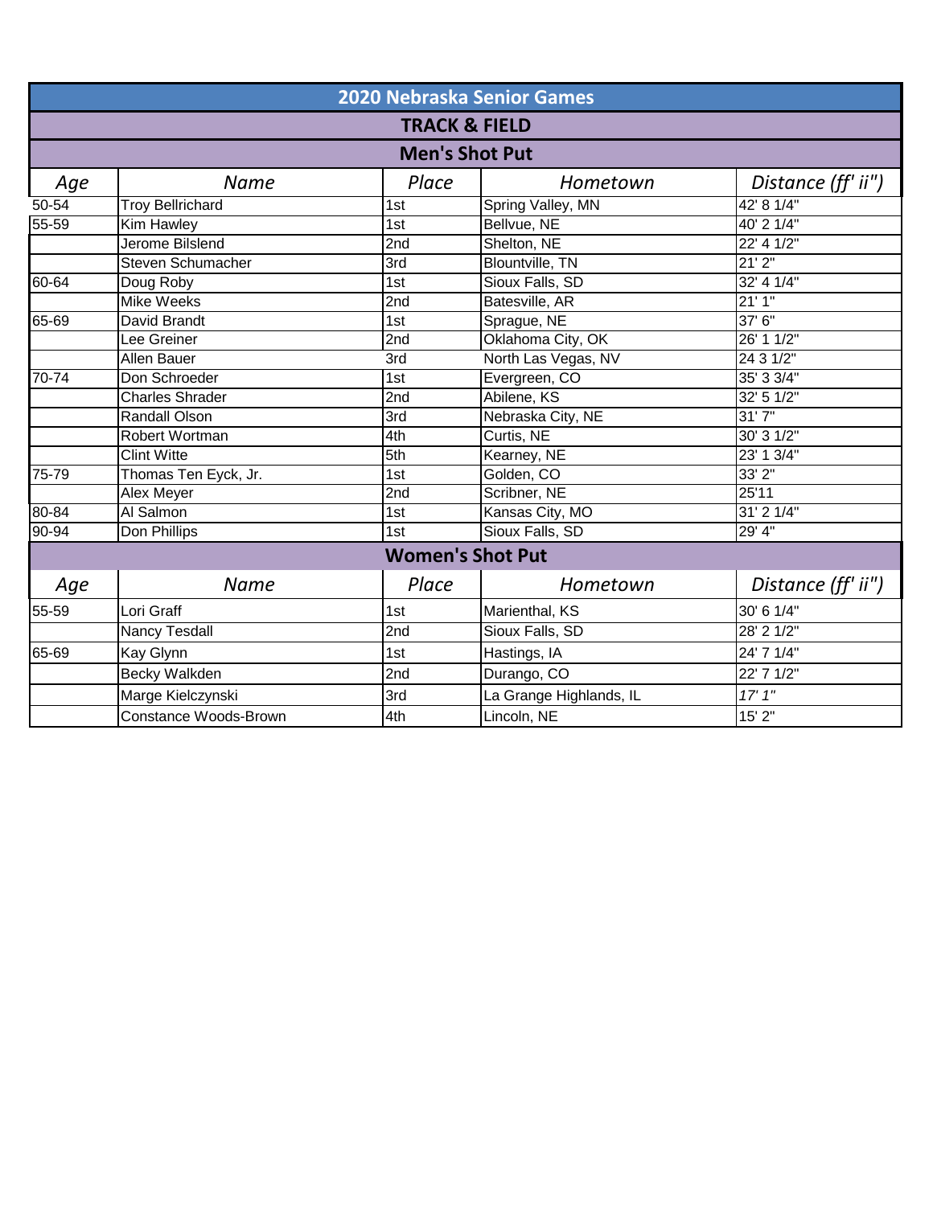# 2020 Nebraska Senior Games

## TRACK & FIELD

### Men's Shot Put

| *Age* | *Name* | *Place* | *Hometown* | *Distance (ff' ii")* |
|---|---|---|---|---|
| 50-54 | Troy Bellrichard | 1st | Spring Valley, MN | 42' 8 1/4" |
| 55-59 | Kim Hawley | 1st | Bellvue, NE | 40' 2 1/4" |
| | Jerome Bilslend | 2nd | Shelton, NE | 22' 4 1/2" |
| | Steven Schumacher | 3rd | Blountville, TN | 21' 2" |
| 60-64 | Doug Roby | 1st | Sioux Falls, SD | 32' 4 1/4" |
| | Mike Weeks | 2nd | Batesville, AR | 21' 1" |
| 65-69 | David Brandt | 1st | Sprague, NE | 37' 6" |
| | Lee Greiner | 2nd | Oklahoma City, OK | 26' 1 1/2" |
| | Allen Bauer | 3rd | North Las Vegas, NV | 24 3 1/2" |
| 70-74 | Don Schroeder | 1st | Evergreen, CO | 35' 3 3/4" |
| | Charles Shrader | 2nd | Abilene, KS | 32' 5 1/2" |
| | Randall Olson | 3rd | Nebraska City, NE | 31' 7" |
| | Robert Wortman | 4th | Curtis, NE | 30' 3 1/2" |
| | Clint Witte | 5th | Kearney, NE | 23' 1 3/4" |
| 75-79 | Thomas Ten Eyck, Jr. | 1st | Golden, CO | 33' 2" |
| | Alex Meyer | 2nd | Scribner, NE | 25'11 |
| 80-84 | Al Salmon | 1st | Kansas City, MO | 31' 2 1/4" |
| 90-94 | Don Phillips | 1st | Sioux Falls, SD | 29' 4" |

### Women's Shot Put

| *Age* | *Name* | *Place* | *Hometown* | *Distance (ff' ii")* |
|---|---|---|---|---|
| 55-59 | Lori Graff | 1st | Marienthal, KS | 30' 6 1/4" |
| | Nancy Tesdall | 2nd | Sioux Falls, SD | 28' 2 1/2" |
| 65-69 | Kay Glynn | 1st | Hastings, IA | 24' 7 1/4" |
| | Becky Walkden | 2nd | Durango, CO | 22' 7 1/2" |
| | Marge Kielczynski | 3rd | La Grange Highlands, IL | *17' 1"* |
| | Constance Woods-Brown | 4th | Lincoln, NE | 15' 2" |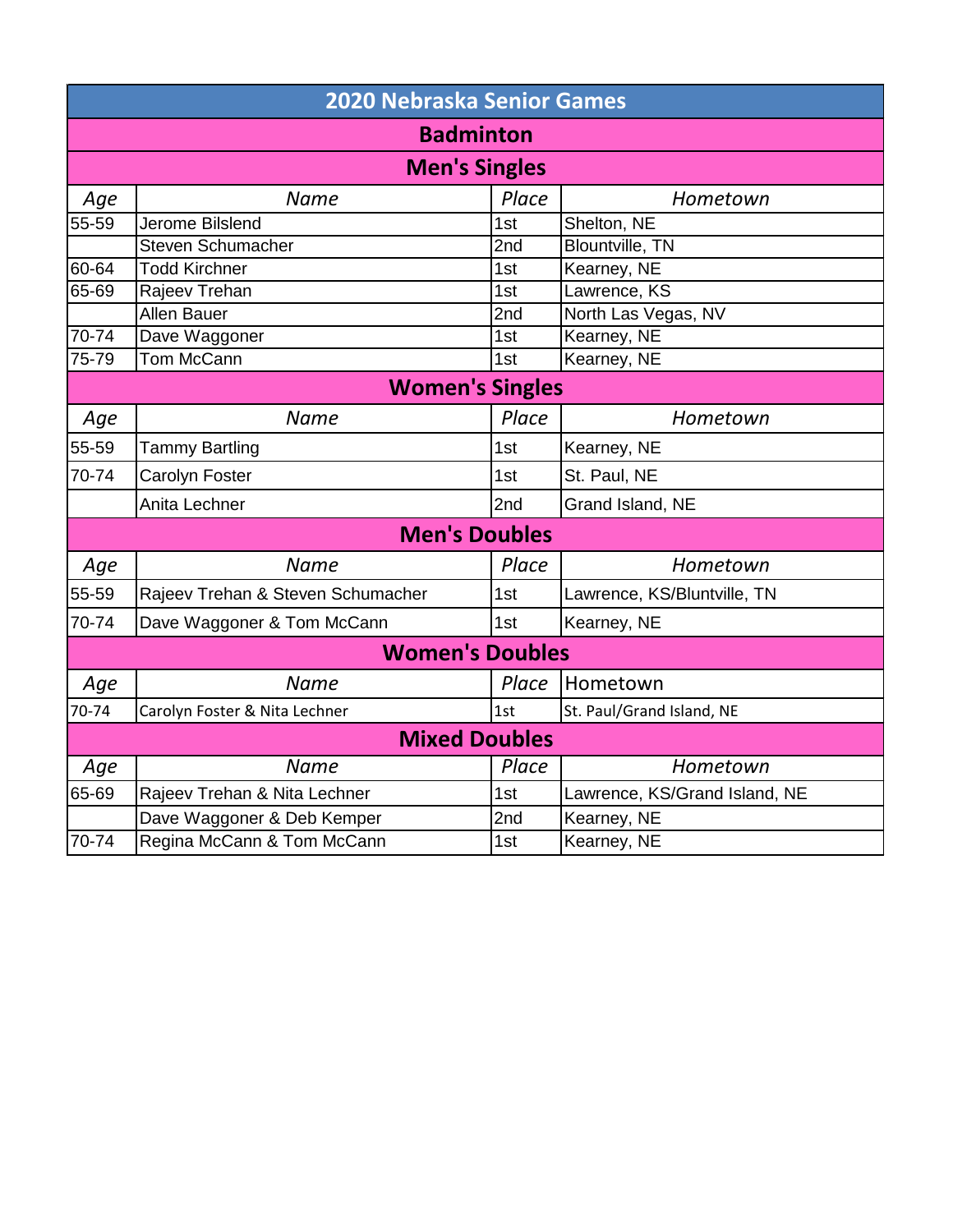# 2020 Nebraska Senior Games

## Badminton

### Men's Singles

| *Age* | *Name* | *Place* | *Hometown* |
|---|---|---|---|
| 55-59 | Jerome Bilslend | 1st | Shelton, NE |
| | Steven Schumacher | 2nd | Blountville, TN |
| 60-64 | Todd Kirchner | 1st | Kearney, NE |
| 65-69 | Rajeev Trehan | 1st | Lawrence, KS |
| | Allen Bauer | 2nd | North Las Vegas, NV |
| 70-74 | Dave Waggoner | 1st | Kearney, NE |
| 75-79 | Tom McCann | 1st | Kearney, NE |

### Women's Singles

| *Age* | *Name* | *Place* | *Hometown* |
|---|---|---|---|
| 55-59 | Tammy Bartling | 1st | Kearney, NE |
| 70-74 | Carolyn Foster | 1st | St. Paul, NE |
| | Anita Lechner | 2nd | Grand Island, NE |

### Men's Doubles

| *Age* | *Name* | *Place* | *Hometown* |
|---|---|---|---|
| 55-59 | Rajeev Trehan & Steven Schumacher | 1st | Lawrence, KS/Bluntville, TN |
| 70-74 | Dave Waggoner & Tom McCann | 1st | Kearney, NE |

### Women's Doubles

| *Age* | *Name* | *Place* | Hometown |
|---|---|---|---|
| 70-74 | Carolyn Foster & Nita Lechner | 1st | St. Paul/Grand Island, NE |

### Mixed Doubles

| *Age* | *Name* | *Place* | *Hometown* |
|---|---|---|---|
| 65-69 | Rajeev Trehan & Nita Lechner | 1st | Lawrence, KS/Grand Island, NE |
| | Dave Waggoner & Deb Kemper | 2nd | Kearney, NE |
| 70-74 | Regina McCann & Tom McCann | 1st | Kearney, NE |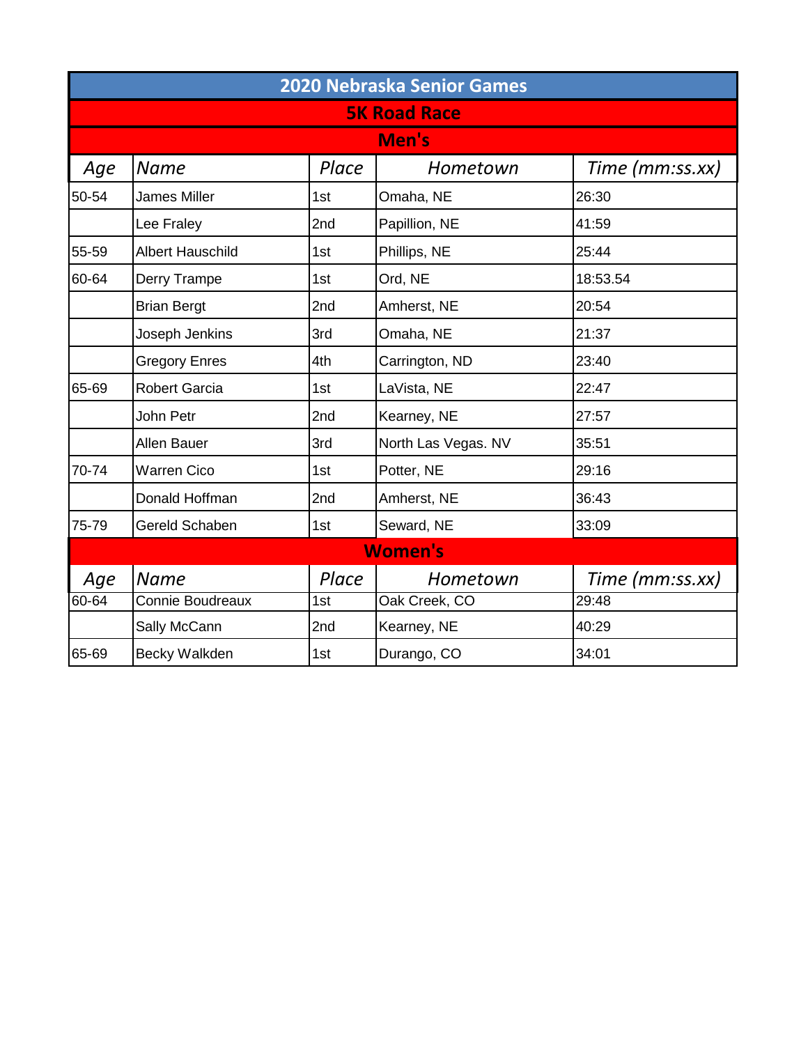# 2020 Nebraska Senior Games

## 5K Road Race

### Men's

| Age | Name | Place | Hometown | Time (mm:ss.xx) |
|---|---|---|---|---|
| 50-54 | James Miller | 1st | Omaha, NE | 26:30 |
| | Lee Fraley | 2nd | Papillion, NE | 41:59 |
| 55-59 | Albert Hauschild | 1st | Phillips, NE | 25:44 |
| 60-64 | Derry Trampe | 1st | Ord, NE | 18:53.54 |
| | Brian Bergt | 2nd | Amherst, NE | 20:54 |
| | Joseph Jenkins | 3rd | Omaha, NE | 21:37 |
| | Gregory Enres | 4th | Carrington, ND | 23:40 |
| 65-69 | Robert Garcia | 1st | LaVista, NE | 22:47 |
| | John Petr | 2nd | Kearney, NE | 27:57 |
| | Allen Bauer | 3rd | North Las Vegas. NV | 35:51 |
| 70-74 | Warren Cico | 1st | Potter, NE | 29:16 |
| | Donald Hoffman | 2nd | Amherst, NE | 36:43 |
| 75-79 | Gereld Schaben | 1st | Seward, NE | 33:09 |

### Women's

| Age | Name | Place | Hometown | Time (mm:ss.xx) |
|---|---|---|---|---|
| 60-64 | Connie Boudreaux | 1st | Oak Creek, CO | 29:48 |
| | Sally McCann | 2nd | Kearney, NE | 40:29 |
| 65-69 | Becky Walkden | 1st | Durango, CO | 34:01 |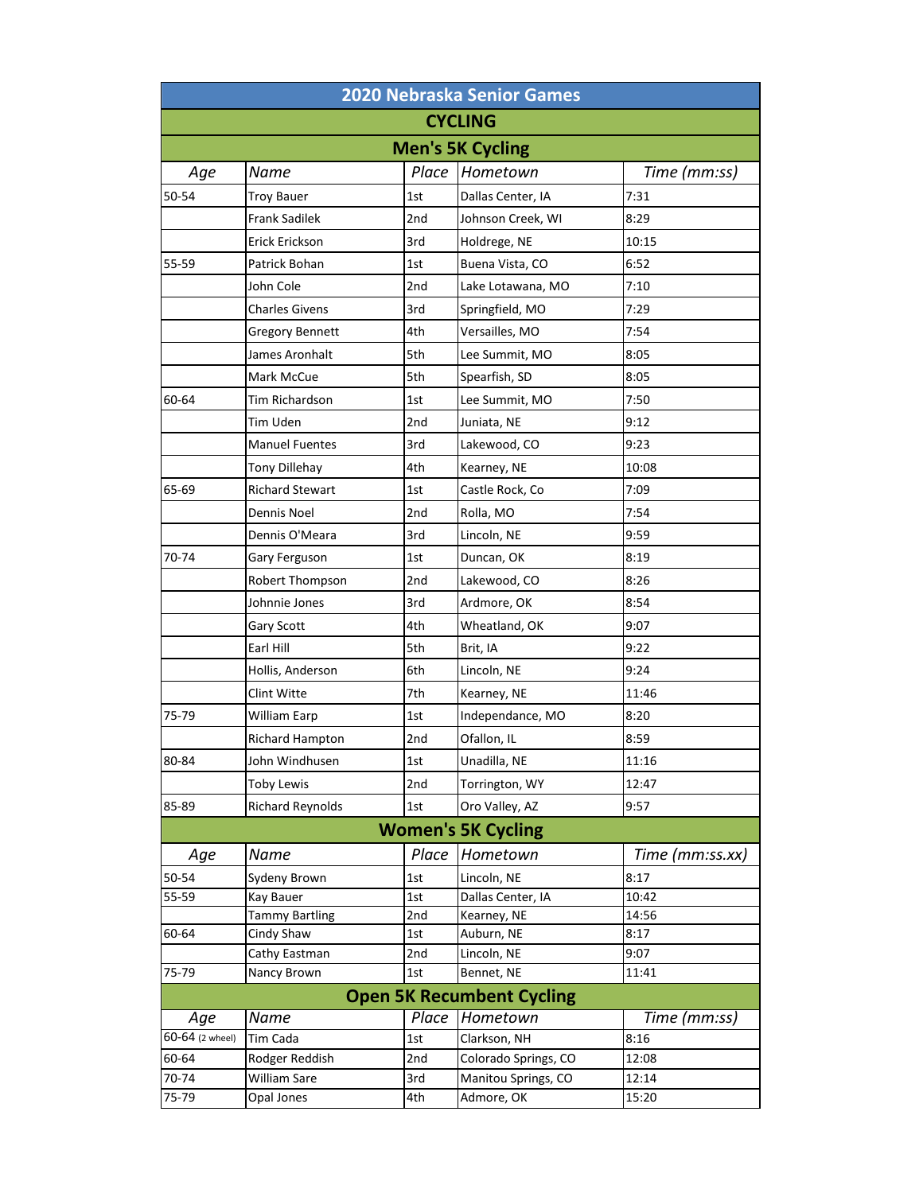# 2020 Nebraska Senior Games

## CYCLING

### Men's 5K Cycling

| Age | Name | Place | Hometown | Time (mm:ss) |
|---|---|---|---|---|
| 50-54 | Troy Bauer | 1st | Dallas Center, IA | 7:31 |
| | Frank Sadilek | 2nd | Johnson Creek, WI | 8:29 |
| | Erick Erickson | 3rd | Holdrege, NE | 10:15 |
| 55-59 | Patrick Bohan | 1st | Buena Vista, CO | 6:52 |
| | John Cole | 2nd | Lake Lotawana, MO | 7:10 |
| | Charles Givens | 3rd | Springfield, MO | 7:29 |
| | Gregory Bennett | 4th | Versailles, MO | 7:54 |
| | James Aronhalt | 5th | Lee Summit, MO | 8:05 |
| | Mark McCue | 5th | Spearfish, SD | 8:05 |
| 60-64 | Tim Richardson | 1st | Lee Summit, MO | 7:50 |
| | Tim Uden | 2nd | Juniata, NE | 9:12 |
| | Manuel Fuentes | 3rd | Lakewood, CO | 9:23 |
| | Tony Dillehay | 4th | Kearney, NE | 10:08 |
| 65-69 | Richard Stewart | 1st | Castle Rock, Co | 7:09 |
| | Dennis Noel | 2nd | Rolla, MO | 7:54 |
| | Dennis O'Meara | 3rd | Lincoln, NE | 9:59 |
| 70-74 | Gary Ferguson | 1st | Duncan, OK | 8:19 |
| | Robert Thompson | 2nd | Lakewood, CO | 8:26 |
| | Johnnie Jones | 3rd | Ardmore, OK | 8:54 |
| | Gary Scott | 4th | Wheatland, OK | 9:07 |
| | Earl Hill | 5th | Brit, IA | 9:22 |
| | Hollis, Anderson | 6th | Lincoln, NE | 9:24 |
| | Clint Witte | 7th | Kearney, NE | 11:46 |
| 75-79 | William Earp | 1st | Independance, MO | 8:20 |
| | Richard Hampton | 2nd | Ofallon, IL | 8:59 |
| 80-84 | John Windhusen | 1st | Unadilla, NE | 11:16 |
| | Toby Lewis | 2nd | Torrington, WY | 12:47 |
| 85-89 | Richard Reynolds | 1st | Oro Valley, AZ | 9:57 |

### Women's 5K Cycling

| Age | Name | Place | Hometown | Time (mm:ss.xx) |
|---|---|---|---|---|
| 50-54 | Sydeny Brown | 1st | Lincoln, NE | 8:17 |
| 55-59 | Kay Bauer | 1st | Dallas Center, IA | 10:42 |
| | Tammy Bartling | 2nd | Kearney, NE | 14:56 |
| 60-64 | Cindy Shaw | 1st | Auburn, NE | 8:17 |
| | Cathy Eastman | 2nd | Lincoln, NE | 9:07 |
| 75-79 | Nancy Brown | 1st | Bennet, NE | 11:41 |

### Open 5K Recumbent Cycling

| Age | Name | Place | Hometown | Time (mm:ss) |
|---|---|---|---|---|
| 60-64 (2 wheel) | Tim Cada | 1st | Clarkson, NH | 8:16 |
| 60-64 | Rodger Reddish | 2nd | Colorado Springs, CO | 12:08 |
| 70-74 | William Sare | 3rd | Manitou Springs, CO | 12:14 |
| 75-79 | Opal Jones | 4th | Admore, OK | 15:20 |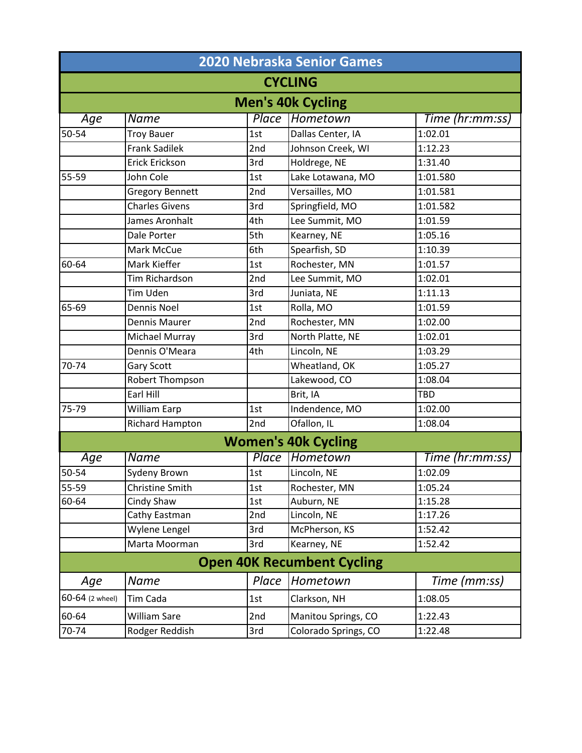# 2020 Nebraska Senior Games

## CYCLING

### Men's 40k Cycling

| Age | Name | Place | Hometown | Time (hr:mm:ss) |
|---|---|---|---|---|
| 50-54 | Troy Bauer | 1st | Dallas Center, IA | 1:02.01 |
| | Frank Sadilek | 2nd | Johnson Creek, WI | 1:12.23 |
| | Erick Erickson | 3rd | Holdrege, NE | 1:31.40 |
| 55-59 | John Cole | 1st | Lake Lotawana, MO | 1:01.580 |
| | Gregory Bennett | 2nd | Versailles, MO | 1:01.581 |
| | Charles Givens | 3rd | Springfield, MO | 1:01.582 |
| | James Aronhalt | 4th | Lee Summit, MO | 1:01.59 |
| | Dale Porter | 5th | Kearney, NE | 1:05.16 |
| | Mark McCue | 6th | Spearfish, SD | 1:10.39 |
| 60-64 | Mark Kieffer | 1st | Rochester, MN | 1:01.57 |
| | Tim Richardson | 2nd | Lee Summit, MO | 1:02.01 |
| | Tim Uden | 3rd | Juniata, NE | 1:11.13 |
| 65-69 | Dennis Noel | 1st | Rolla, MO | 1:01.59 |
| | Dennis Maurer | 2nd | Rochester, MN | 1:02.00 |
| | Michael Murray | 3rd | North Platte, NE | 1:02.01 |
| | Dennis O'Meara | 4th | Lincoln, NE | 1:03.29 |
| 70-74 | Gary Scott | | Wheatland, OK | 1:05.27 |
| | Robert Thompson | | Lakewood, CO | 1:08.04 |
| | Earl Hill | | Brit, IA | TBD |
| 75-79 | William Earp | 1st | Indendence, MO | 1:02.00 |
| | Richard Hampton | 2nd | Ofallon, IL | 1:08.04 |

### Women's 40k Cycling

| Age | Name | Place | Hometown | Time (hr:mm:ss) |
|---|---|---|---|---|
| 50-54 | Sydeny Brown | 1st | Lincoln, NE | 1:02.09 |
| 55-59 | Christine Smith | 1st | Rochester, MN | 1:05.24 |
| 60-64 | Cindy Shaw | 1st | Auburn, NE | 1:15.28 |
| | Cathy Eastman | 2nd | Lincoln, NE | 1:17.26 |
| | Wylene Lengel | 3rd | McPherson, KS | 1:52.42 |
| | Marta Moorman | 3rd | Kearney, NE | 1:52.42 |

### Open 40K Recumbent Cycling

| Age | Name | Place | Hometown | Time (mm:ss) |
|---|---|---|---|---|
| 60-64 (2 wheel) | Tim Cada | 1st | Clarkson, NH | 1:08.05 |
| 60-64 | William Sare | 2nd | Manitou Springs, CO | 1:22.43 |
| 70-74 | Rodger Reddish | 3rd | Colorado Springs, CO | 1:22.48 |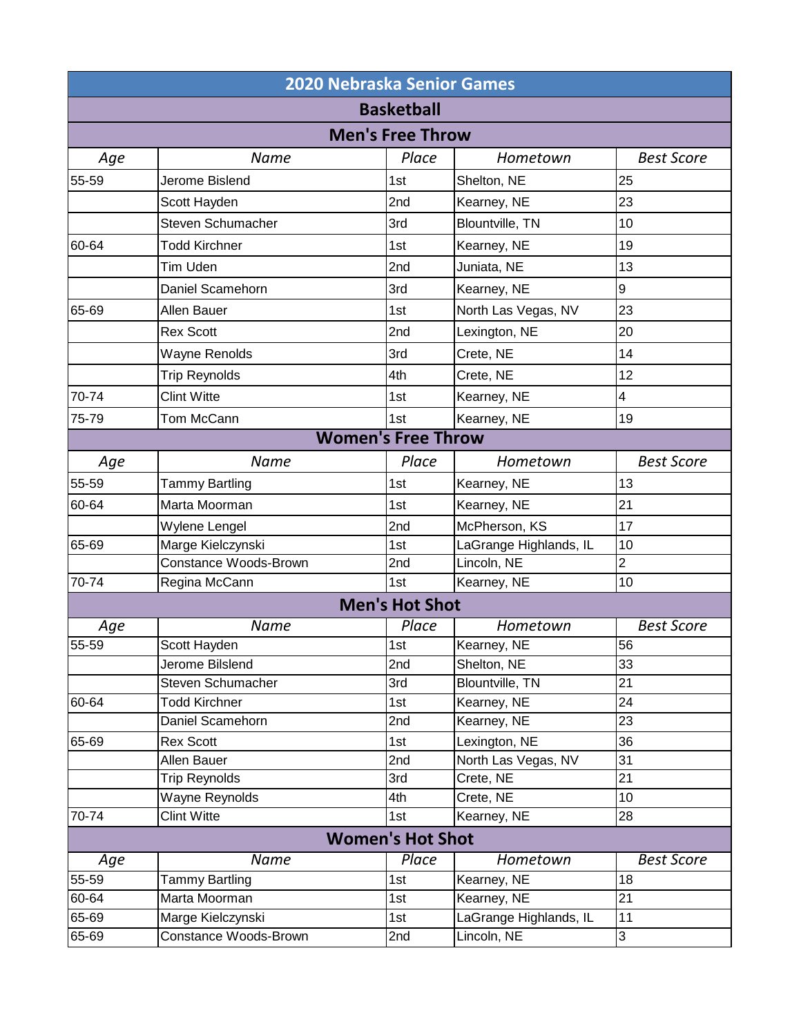# 2020 Nebraska Senior Games

## Basketball

### Men's Free Throw

| Age | Name | Place | Hometown | Best Score |
|---|---|---|---|---|
| 55-59 | Jerome Bislend | 1st | Shelton, NE | 25 |
| | Scott Hayden | 2nd | Kearney, NE | 23 |
| | Steven Schumacher | 3rd | Blountville, TN | 10 |
| 60-64 | Todd Kirchner | 1st | Kearney, NE | 19 |
| | Tim Uden | 2nd | Juniata, NE | 13 |
| | Daniel Scamehorn | 3rd | Kearney, NE | 9 |
| 65-69 | Allen Bauer | 1st | North Las Vegas, NV | 23 |
| | Rex Scott | 2nd | Lexington, NE | 20 |
| | Wayne Renolds | 3rd | Crete, NE | 14 |
| | Trip Reynolds | 4th | Crete, NE | 12 |
| 70-74 | Clint Witte | 1st | Kearney, NE | 4 |
| 75-79 | Tom McCann | 1st | Kearney, NE | 19 |

### Women's Free Throw

| Age | Name | Place | Hometown | Best Score |
|---|---|---|---|---|
| 55-59 | Tammy Bartling | 1st | Kearney, NE | 13 |
| 60-64 | Marta Moorman | 1st | Kearney, NE | 21 |
| | Wylene Lengel | 2nd | McPherson, KS | 17 |
| 65-69 | Marge Kielczynski | 1st | LaGrange Highlands, IL | 10 |
| | Constance Woods-Brown | 2nd | Lincoln, NE | 2 |
| 70-74 | Regina McCann | 1st | Kearney, NE | 10 |

### Men's Hot Shot

| Age | Name | Place | Hometown | Best Score |
|---|---|---|---|---|
| 55-59 | Scott Hayden | 1st | Kearney, NE | 56 |
| | Jerome Bislend | 2nd | Shelton, NE | 33 |
| | Steven Schumacher | 3rd | Blountville, TN | 21 |
| 60-64 | Todd Kirchner | 1st | Kearney, NE | 24 |
| | Daniel Scamehorn | 2nd | Kearney, NE | 23 |
| 65-69 | Rex Scott | 1st | Lexington, NE | 36 |
| | Allen Bauer | 2nd | North Las Vegas, NV | 31 |
| | Trip Reynolds | 3rd | Crete, NE | 21 |
| | Wayne Reynolds | 4th | Crete, NE | 10 |
| 70-74 | Clint Witte | 1st | Kearney, NE | 28 |

### Women's Hot Shot

| Age | Name | Place | Hometown | Best Score |
|---|---|---|---|---|
| 55-59 | Tammy Bartling | 1st | Kearney, NE | 18 |
| 60-64 | Marta Moorman | 1st | Kearney, NE | 21 |
| 65-69 | Marge Kielczynski | 1st | LaGrange Highlands, IL | 11 |
| 65-69 | Constance Woods-Brown | 2nd | Lincoln, NE | 3 |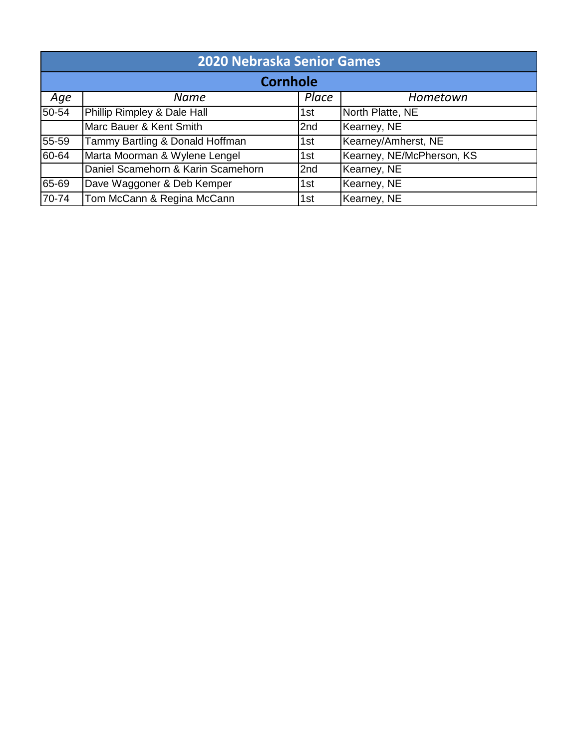| 2020 Nebraska Senior Games | | | |
|---|---|---|---|
| **Cornhole** | | | |
| *Age* | *Name* | *Place* | *Hometown* |
| 50-54 | Phillip Rimpley & Dale Hall | 1st | North Platte, NE |
| | Marc Bauer & Kent Smith | 2nd | Kearney, NE |
| 55-59 | Tammy Bartling & Donald Hoffman | 1st | Kearney/Amherst, NE |
| 60-64 | Marta Moorman & Wylene Lengel | 1st | Kearney, NE/McPherson, KS |
| | Daniel Scamehorn & Karin Scamehorn | 2nd | Kearney, NE |
| 65-69 | Dave Waggoner & Deb Kemper | 1st | Kearney, NE |
| 70-74 | Tom McCann & Regina McCann | 1st | Kearney, NE |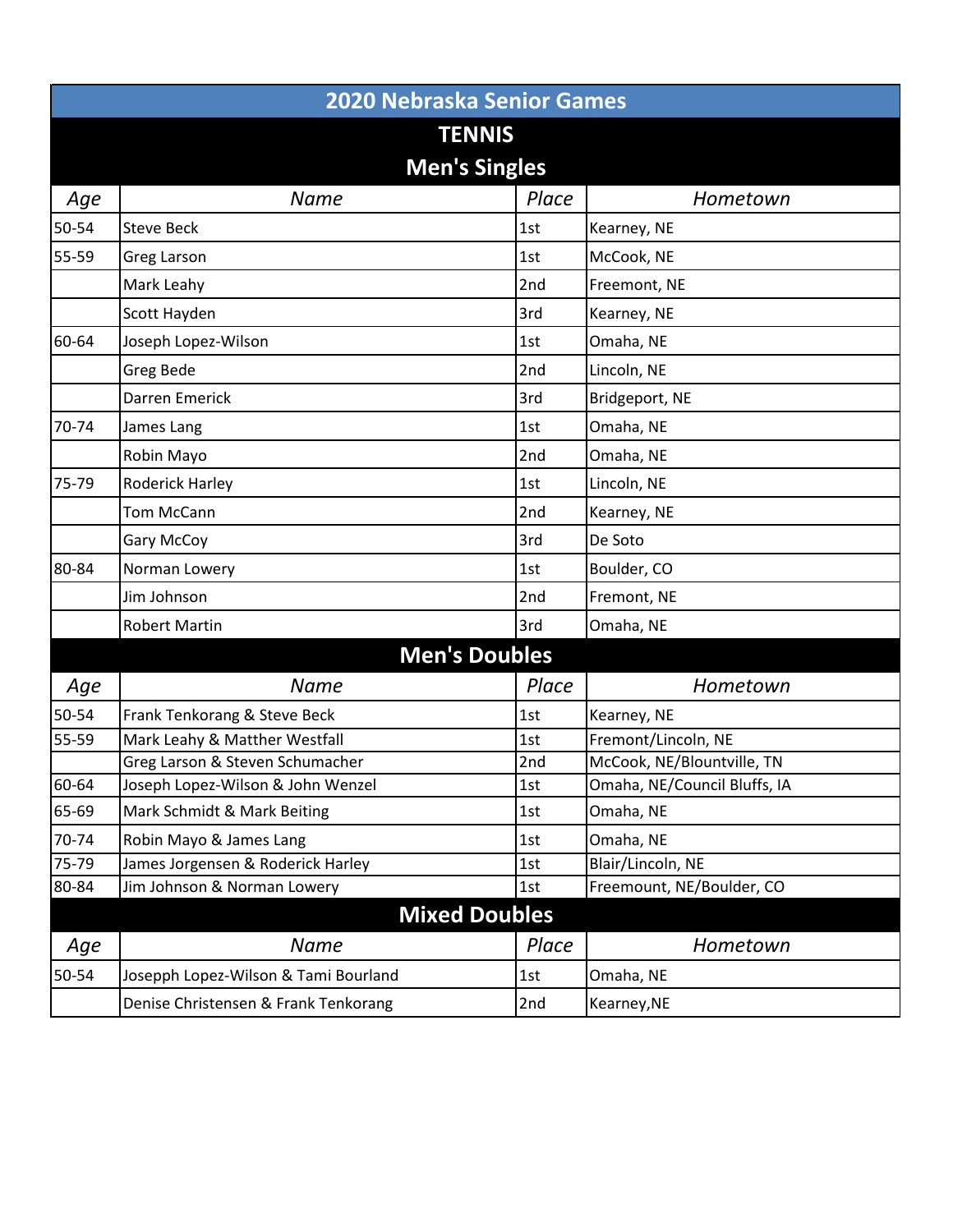# 2020 Nebraska Senior Games

## TENNIS

### Men's Singles

| Age | Name | Place | Hometown |
|---|---|---|---|
| 50-54 | Steve Beck | 1st | Kearney, NE |
| 55-59 | Greg Larson | 1st | McCook, NE |
| | Mark Leahy | 2nd | Freemont, NE |
| | Scott Hayden | 3rd | Kearney, NE |
| 60-64 | Joseph Lopez-Wilson | 1st | Omaha, NE |
| | Greg Bede | 2nd | Lincoln, NE |
| | Darren Emerick | 3rd | Bridgeport, NE |
| 70-74 | James Lang | 1st | Omaha, NE |
| | Robin Mayo | 2nd | Omaha, NE |
| 75-79 | Roderick Harley | 1st | Lincoln, NE |
| | Tom McCann | 2nd | Kearney, NE |
| | Gary McCoy | 3rd | De Soto |
| 80-84 | Norman Lowery | 1st | Boulder, CO |
| | Jim Johnson | 2nd | Fremont, NE |
| | Robert Martin | 3rd | Omaha, NE |

### Men's Doubles

| Age | Name | Place | Hometown |
|---|---|---|---|
| 50-54 | Frank Tenkorang & Steve Beck | 1st | Kearney, NE |
| 55-59 | Mark Leahy & Matther Westfall | 1st | Fremont/Lincoln, NE |
| | Greg Larson & Steven Schumacher | 2nd | McCook, NE/Blountville, TN |
| 60-64 | Joseph Lopez-Wilson & John Wenzel | 1st | Omaha, NE/Council Bluffs, IA |
| 65-69 | Mark Schmidt & Mark Beiting | 1st | Omaha, NE |
| 70-74 | Robin Mayo & James Lang | 1st | Omaha, NE |
| 75-79 | James Jorgensen & Roderick Harley | 1st | Blair/Lincoln, NE |
| 80-84 | Jim Johnson & Norman Lowery | 1st | Freemount, NE/Boulder, CO |

### Mixed Doubles

| Age | Name | Place | Hometown |
|---|---|---|---|
| 50-54 | Josepph Lopez-Wilson & Tami Bourland | 1st | Omaha, NE |
| | Denise Christensen & Frank Tenkorang | 2nd | Kearney,NE |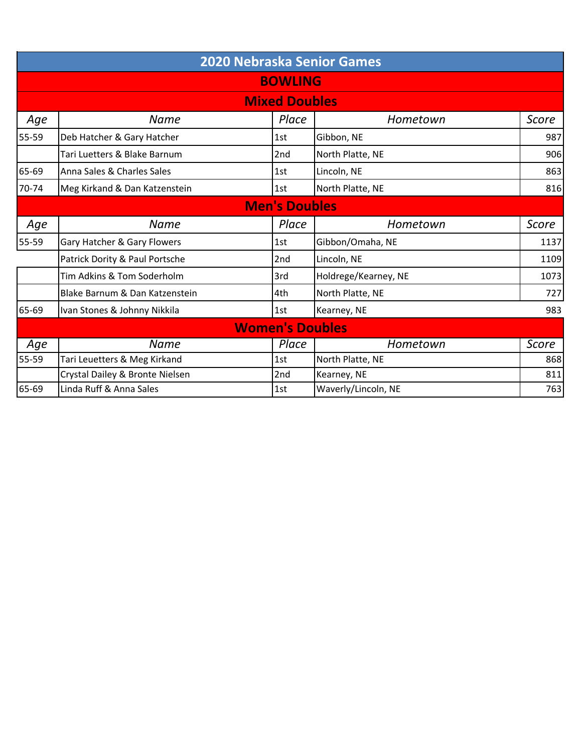# 2020 Nebraska Senior Games

## BOWLING

### Mixed Doubles

| Age | Name | Place | Hometown | Score |
|---|---|---|---|---|
| 55-59 | Deb Hatcher & Gary Hatcher | 1st | Gibbon, NE | 987 |
| | Tari Luetters & Blake Barnum | 2nd | North Platte, NE | 906 |
| 65-69 | Anna Sales & Charles Sales | 1st | Lincoln, NE | 863 |
| 70-74 | Meg Kirkand & Dan Katzenstein | 1st | North Platte, NE | 816 |

### Men's Doubles

| Age | Name | Place | Hometown | Score |
|---|---|---|---|---|
| 55-59 | Gary Hatcher & Gary Flowers | 1st | Gibbon/Omaha, NE | 1137 |
| | Patrick Dority & Paul Portsche | 2nd | Lincoln, NE | 1109 |
| | Tim Adkins & Tom Soderholm | 3rd | Holdrege/Kearney, NE | 1073 |
| | Blake Barnum & Dan Katzenstein | 4th | North Platte, NE | 727 |
| 65-69 | Ivan Stones & Johnny Nikkila | 1st | Kearney, NE | 983 |

### Women's Doubles

| Age | Name | Place | Hometown | Score |
|---|---|---|---|---|
| 55-59 | Tari Leuetters & Meg Kirkand | 1st | North Platte, NE | 868 |
| | Crystal Dailey & Bronte Nielsen | 2nd | Kearney, NE | 811 |
| 65-69 | Linda Ruff & Anna Sales | 1st | Waverly/Lincoln, NE | 763 |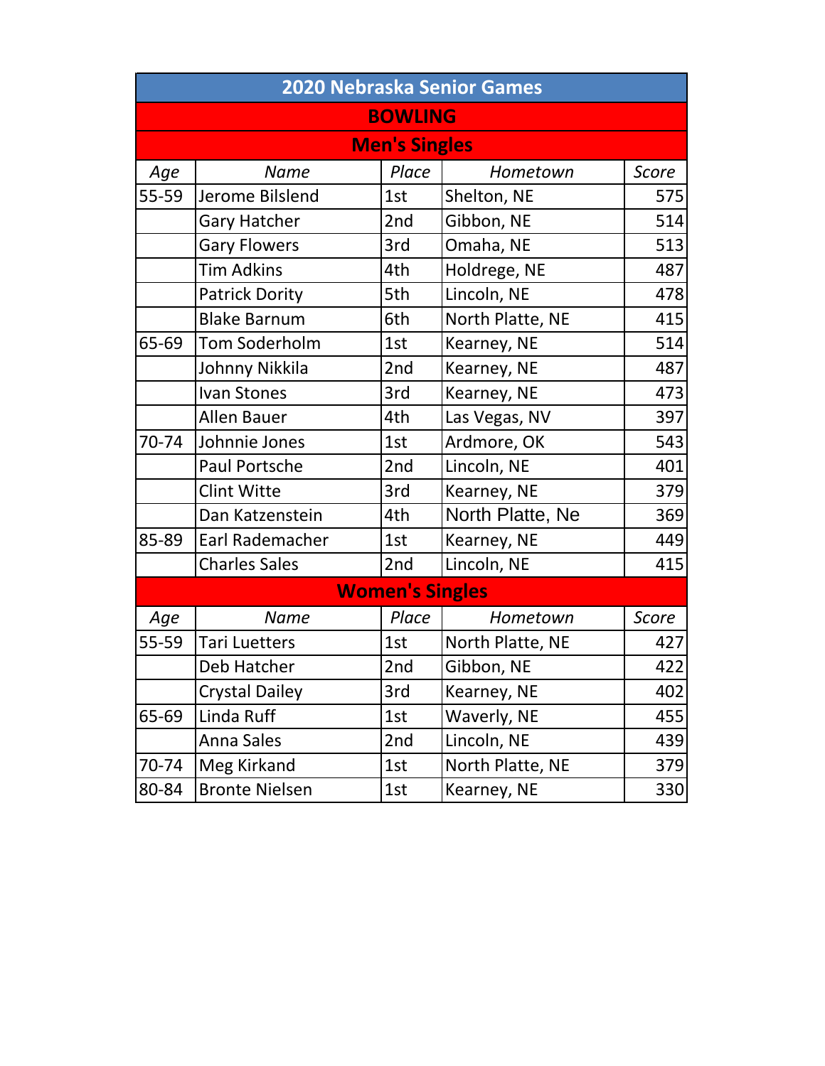# 2020 Nebraska Senior Games

## BOWLING

### Men's Singles

| Age | Name | Place | Hometown | Score |
|---|---|---|---|---|
| 55-59 | Jerome Bilslend | 1st | Shelton, NE | 575 |
| | Gary Hatcher | 2nd | Gibbon, NE | 514 |
| | Gary Flowers | 3rd | Omaha, NE | 513 |
| | Tim Adkins | 4th | Holdrege, NE | 487 |
| | Patrick Dority | 5th | Lincoln, NE | 478 |
| | Blake Barnum | 6th | North Platte, NE | 415 |
| 65-69 | Tom Soderholm | 1st | Kearney, NE | 514 |
| | Johnny Nikkila | 2nd | Kearney, NE | 487 |
| | Ivan Stones | 3rd | Kearney, NE | 473 |
| | Allen Bauer | 4th | Las Vegas, NV | 397 |
| 70-74 | Johnnie Jones | 1st | Ardmore, OK | 543 |
| | Paul Portsche | 2nd | Lincoln, NE | 401 |
| | Clint Witte | 3rd | Kearney, NE | 379 |
| | Dan Katzenstein | 4th | North Platte, Ne | 369 |
| 85-89 | Earl Rademacher | 1st | Kearney, NE | 449 |
| | Charles Sales | 2nd | Lincoln, NE | 415 |

### Women's Singles

| Age | Name | Place | Hometown | Score |
|---|---|---|---|---|
| 55-59 | Tari Luetters | 1st | North Platte, NE | 427 |
| | Deb Hatcher | 2nd | Gibbon, NE | 422 |
| | Crystal Dailey | 3rd | Kearney, NE | 402 |
| 65-69 | Linda Ruff | 1st | Waverly, NE | 455 |
| | Anna Sales | 2nd | Lincoln, NE | 439 |
| 70-74 | Meg Kirkand | 1st | North Platte, NE | 379 |
| 80-84 | Bronte Nielsen | 1st | Kearney, NE | 330 |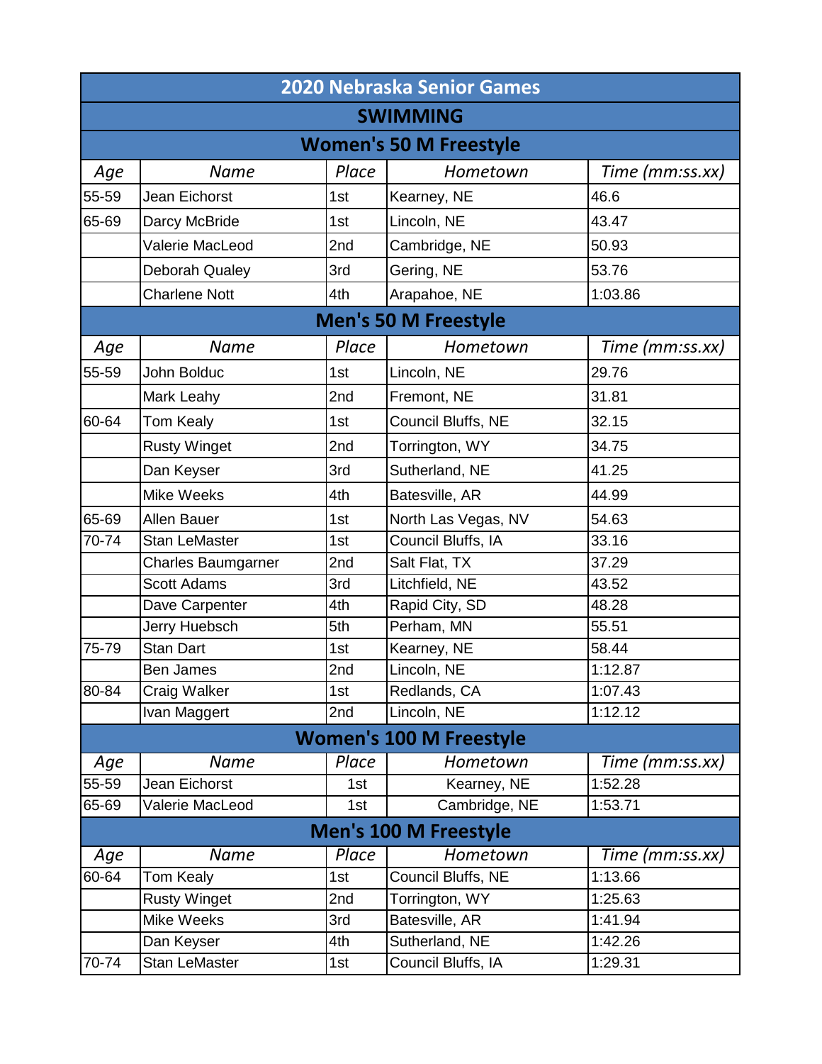# 2020 Nebraska Senior Games

## SWIMMING

### Women's 50 M Freestyle

| Age | Name | Place | Hometown | Time (mm:ss.xx) |
|---|---|---|---|---|
| 55-59 | Jean Eichorst | 1st | Kearney, NE | 46.6 |
| 65-69 | Darcy McBride | 1st | Lincoln, NE | 43.47 |
| | Valerie MacLeod | 2nd | Cambridge, NE | 50.93 |
| | Deborah Qualey | 3rd | Gering, NE | 53.76 |
| | Charlene Nott | 4th | Arapahoe, NE | 1:03.86 |

### Men's 50 M Freestyle

| Age | Name | Place | Hometown | Time (mm:ss.xx) |
|---|---|---|---|---|
| 55-59 | John Bolduc | 1st | Lincoln, NE | 29.76 |
| | Mark Leahy | 2nd | Fremont, NE | 31.81 |
| 60-64 | Tom Kealy | 1st | Council Bluffs, NE | 32.15 |
| | Rusty Winget | 2nd | Torrington, WY | 34.75 |
| | Dan Keyser | 3rd | Sutherland, NE | 41.25 |
| | Mike Weeks | 4th | Batesville, AR | 44.99 |
| 65-69 | Allen Bauer | 1st | North Las Vegas, NV | 54.63 |
| 70-74 | Stan LeMaster | 1st | Council Bluffs, IA | 33.16 |
| | Charles Baumgarner | 2nd | Salt Flat, TX | 37.29 |
| | Scott Adams | 3rd | Litchfield, NE | 43.52 |
| | Dave Carpenter | 4th | Rapid City, SD | 48.28 |
| | Jerry Huebsch | 5th | Perham, MN | 55.51 |
| 75-79 | Stan Dart | 1st | Kearney, NE | 58.44 |
| | Ben James | 2nd | Lincoln, NE | 1:12.87 |
| 80-84 | Craig Walker | 1st | Redlands, CA | 1:07.43 |
| | Ivan Maggert | 2nd | Lincoln, NE | 1:12.12 |

### Women's 100 M Freestyle

| Age | Name | Place | Hometown | Time (mm:ss.xx) |
|---|---|---|---|---|
| 55-59 | Jean Eichorst | 1st | Kearney, NE | 1:52.28 |
| 65-69 | Valerie MacLeod | 1st | Cambridge, NE | 1:53.71 |

### Men's 100 M Freestyle

| Age | Name | Place | Hometown | Time (mm:ss.xx) |
|---|---|---|---|---|
| 60-64 | Tom Kealy | 1st | Council Bluffs, NE | 1:13.66 |
| | Rusty Winget | 2nd | Torrington, WY | 1:25.63 |
| | Mike Weeks | 3rd | Batesville, AR | 1:41.94 |
| | Dan Keyser | 4th | Sutherland, NE | 1:42.26 |
| 70-74 | Stan LeMaster | 1st | Council Bluffs, IA | 1:29.31 |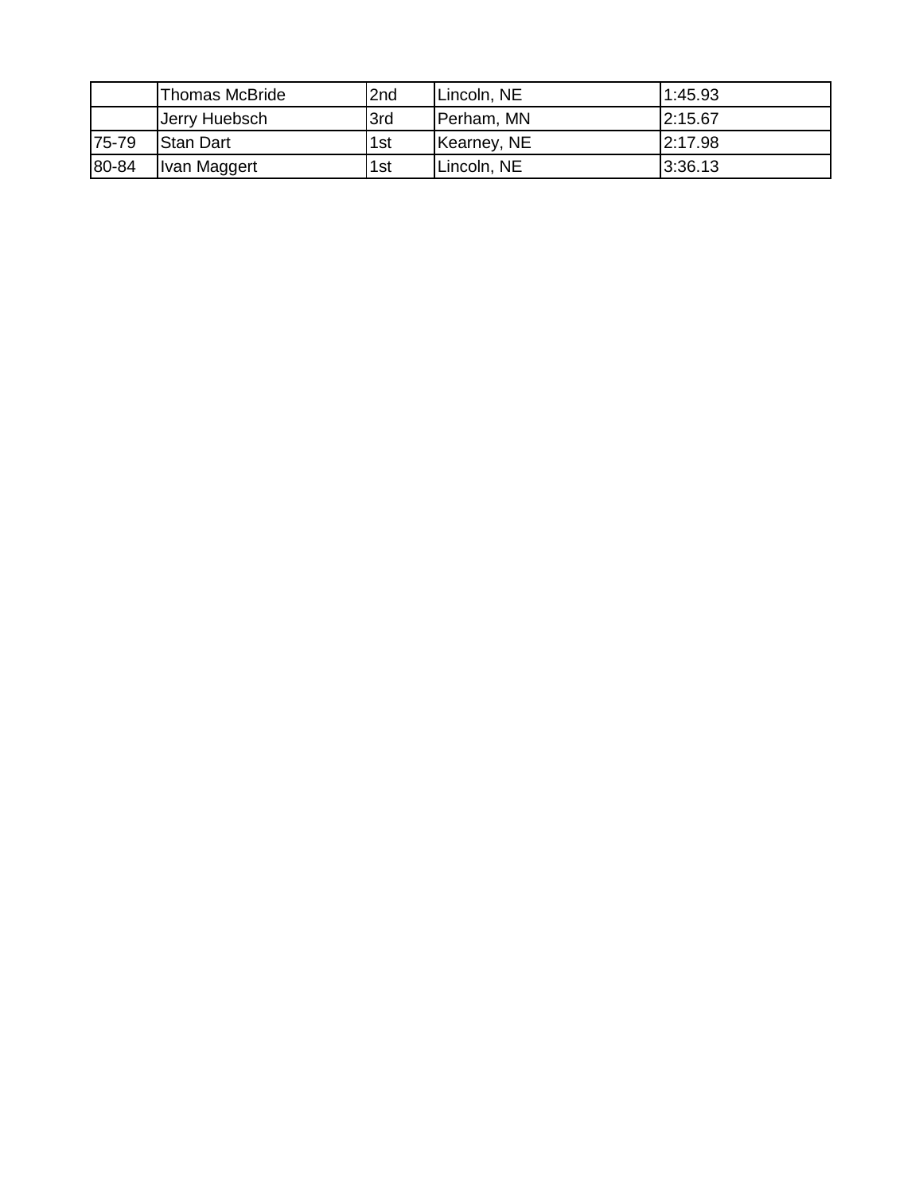| | | | | |
|---|---|---|---|---|
| | Thomas McBride | 2nd | Lincoln, NE | 1:45.93 |
| | Jerry Huebsch | 3rd | Perham, MN | 2:15.67 |
| 75-79 | Stan Dart | 1st | Kearney, NE | 2:17.98 |
| 80-84 | Ivan Maggert | 1st | Lincoln, NE | 3:36.13 |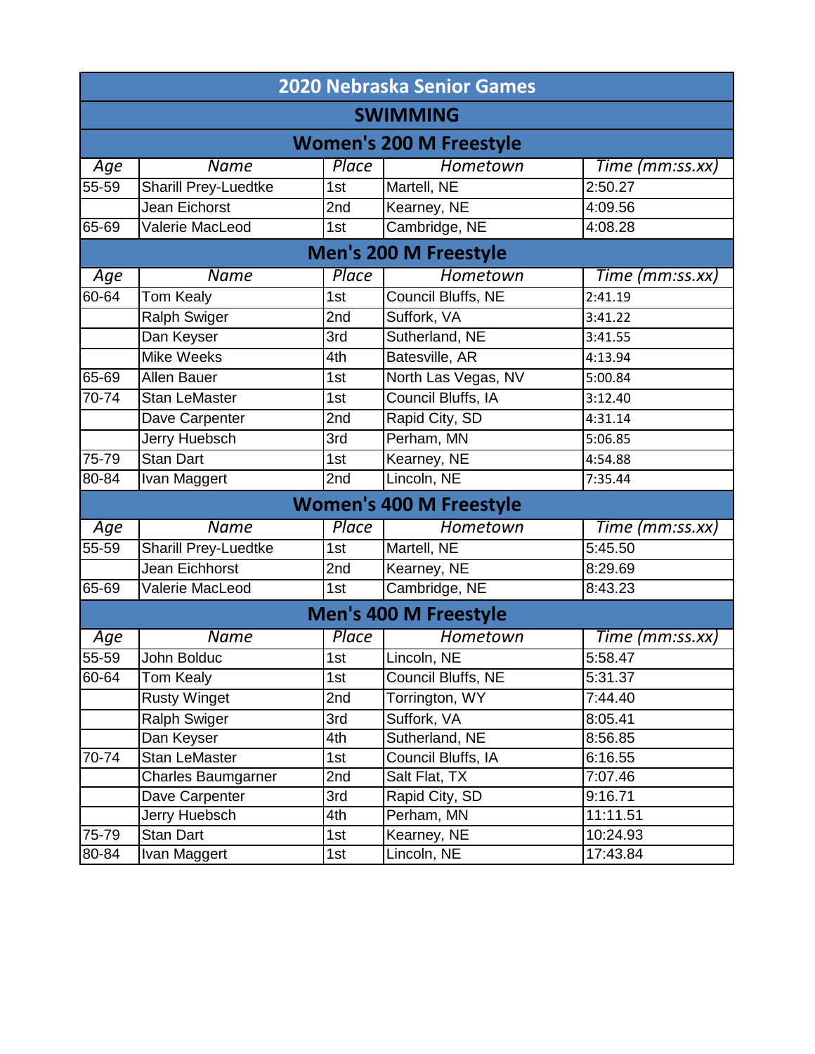# 2020 Nebraska Senior Games

## SWIMMING

### Women's 200 M Freestyle

| Age | Name | Place | Hometown | Time (mm:ss.xx) |
|---|---|---|---|---|
| 55-59 | Sharill Prey-Luedtke | 1st | Martell, NE | 2:50.27 |
| | Jean Eichorst | 2nd | Kearney, NE | 4:09.56 |
| 65-69 | Valerie MacLeod | 1st | Cambridge, NE | 4:08.28 |

### Men's 200 M Freestyle

| Age | Name | Place | Hometown | Time (mm:ss.xx) |
|---|---|---|---|---|
| 60-64 | Tom Kealy | 1st | Council Bluffs, NE | 2:41.19 |
| | Ralph Swiger | 2nd | Suffork, VA | 3:41.22 |
| | Dan Keyser | 3rd | Sutherland, NE | 3:41.55 |
| | Mike Weeks | 4th | Batesville, AR | 4:13.94 |
| 65-69 | Allen Bauer | 1st | North Las Vegas, NV | 5:00.84 |
| 70-74 | Stan LeMaster | 1st | Council Bluffs, IA | 3:12.40 |
| | Dave Carpenter | 2nd | Rapid City, SD | 4:31.14 |
| | Jerry Huebsch | 3rd | Perham, MN | 5:06.85 |
| 75-79 | Stan Dart | 1st | Kearney, NE | 4:54.88 |
| 80-84 | Ivan Maggert | 2nd | Lincoln, NE | 7:35.44 |

### Women's 400 M Freestyle

| Age | Name | Place | Hometown | Time (mm:ss.xx) |
|---|---|---|---|---|
| 55-59 | Sharill Prey-Luedtke | 1st | Martell, NE | 5:45.50 |
| | Jean Eichhorst | 2nd | Kearney, NE | 8:29.69 |
| 65-69 | Valerie MacLeod | 1st | Cambridge, NE | 8:43.23 |

### Men's 400 M Freestyle

| Age | Name | Place | Hometown | Time (mm:ss.xx) |
|---|---|---|---|---|
| 55-59 | John Bolduc | 1st | Lincoln, NE | 5:58.47 |
| 60-64 | Tom Kealy | 1st | Council Bluffs, NE | 5:31.37 |
| | Rusty Winget | 2nd | Torrington, WY | 7:44.40 |
| | Ralph Swiger | 3rd | Suffork, VA | 8:05.41 |
| | Dan Keyser | 4th | Sutherland, NE | 8:56.85 |
| 70-74 | Stan LeMaster | 1st | Council Bluffs, IA | 6:16.55 |
| | Charles Baumgarner | 2nd | Salt Flat, TX | 7:07.46 |
| | Dave Carpenter | 3rd | Rapid City, SD | 9:16.71 |
| | Jerry Huebsch | 4th | Perham, MN | 11:11.51 |
| 75-79 | Stan Dart | 1st | Kearney, NE | 10:24.93 |
| 80-84 | Ivan Maggert | 1st | Lincoln, NE | 17:43.84 |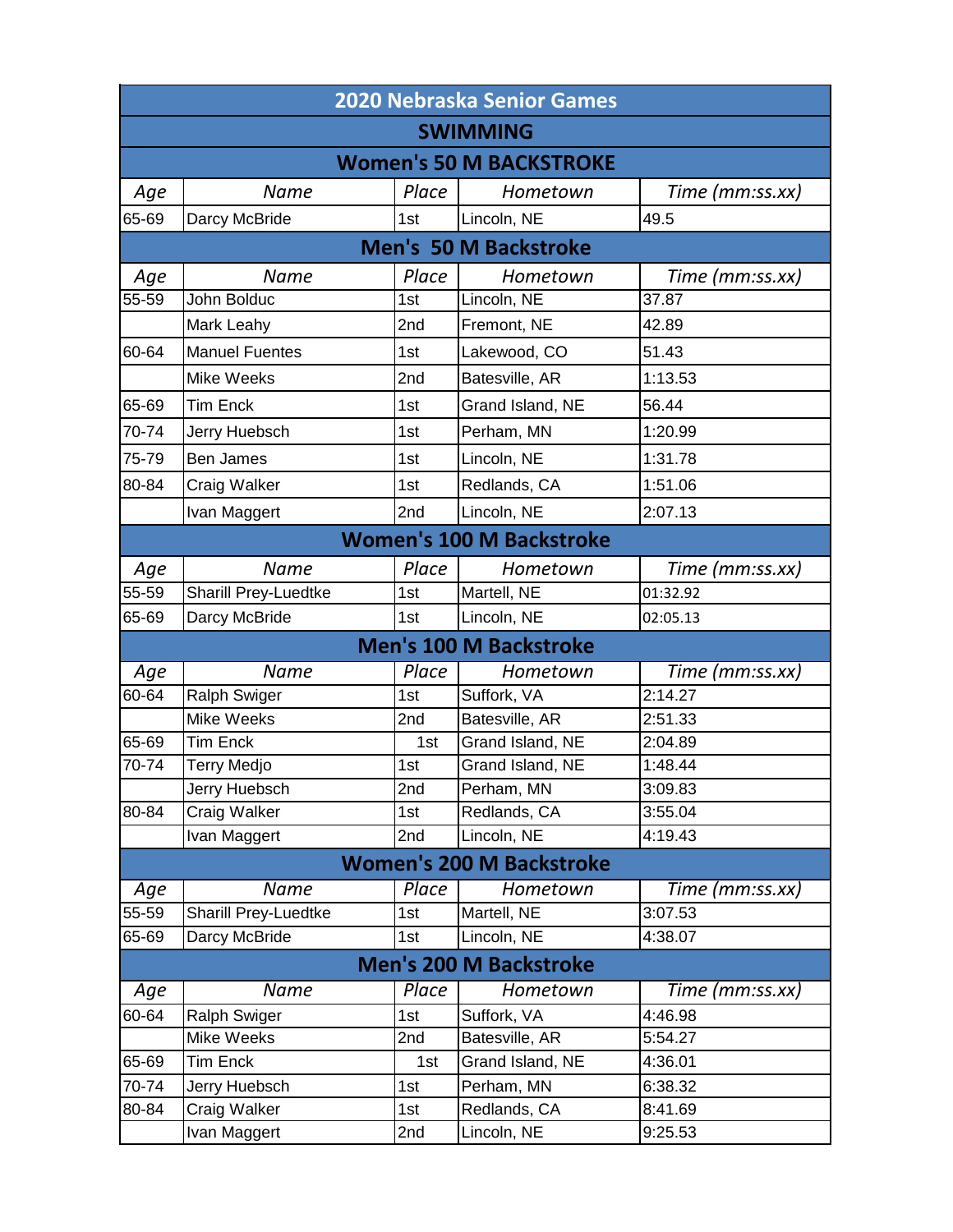# 2020 Nebraska Senior Games

## SWIMMING

### Women's 50 M BACKSTROKE

| Age | Name | Place | Hometown | Time (mm:ss.xx) |
|---|---|---|---|---|
| 65-69 | Darcy McBride | 1st | Lincoln, NE | 49.5 |

### Men's 50 M Backstroke

| Age | Name | Place | Hometown | Time (mm:ss.xx) |
|---|---|---|---|---|
| 55-59 | John Bolduc | 1st | Lincoln, NE | 37.87 |
| | Mark Leahy | 2nd | Fremont, NE | 42.89 |
| 60-64 | Manuel Fuentes | 1st | Lakewood, CO | 51.43 |
| | Mike Weeks | 2nd | Batesville, AR | 1:13.53 |
| 65-69 | Tim Enck | 1st | Grand Island, NE | 56.44 |
| 70-74 | Jerry Huebsch | 1st | Perham, MN | 1:20.99 |
| 75-79 | Ben James | 1st | Lincoln, NE | 1:31.78 |
| 80-84 | Craig Walker | 1st | Redlands, CA | 1:51.06 |
| | Ivan Maggert | 2nd | Lincoln, NE | 2:07.13 |

### Women's 100 M Backstroke

| Age | Name | Place | Hometown | Time (mm:ss.xx) |
|---|---|---|---|---|
| 55-59 | Sharill Prey-Luedtke | 1st | Martell, NE | 01:32.92 |
| 65-69 | Darcy McBride | 1st | Lincoln, NE | 02:05.13 |

### Men's 100 M Backstroke

| Age | Name | Place | Hometown | Time (mm:ss.xx) |
|---|---|---|---|---|
| 60-64 | Ralph Swiger | 1st | Suffork, VA | 2:14.27 |
| | Mike Weeks | 2nd | Batesville, AR | 2:51.33 |
| 65-69 | Tim Enck | 1st | Grand Island, NE | 2:04.89 |
| 70-74 | Terry Medjo | 1st | Grand Island, NE | 1:48.44 |
| | Jerry Huebsch | 2nd | Perham, MN | 3:09.83 |
| 80-84 | Craig Walker | 1st | Redlands, CA | 3:55.04 |
| | Ivan Maggert | 2nd | Lincoln, NE | 4:19.43 |

### Women's 200 M Backstroke

| Age | Name | Place | Hometown | Time (mm:ss.xx) |
|---|---|---|---|---|
| 55-59 | Sharill Prey-Luedtke | 1st | Martell, NE | 3:07.53 |
| 65-69 | Darcy McBride | 1st | Lincoln, NE | 4:38.07 |

### Men's 200 M Backstroke

| Age | Name | Place | Hometown | Time (mm:ss.xx) |
|---|---|---|---|---|
| 60-64 | Ralph Swiger | 1st | Suffork, VA | 4:46.98 |
| | Mike Weeks | 2nd | Batesville, AR | 5:54.27 |
| 65-69 | Tim Enck | 1st | Grand Island, NE | 4:36.01 |
| 70-74 | Jerry Huebsch | 1st | Perham, MN | 6:38.32 |
| 80-84 | Craig Walker | 1st | Redlands, CA | 8:41.69 |
| | Ivan Maggert | 2nd | Lincoln, NE | 9:25.53 |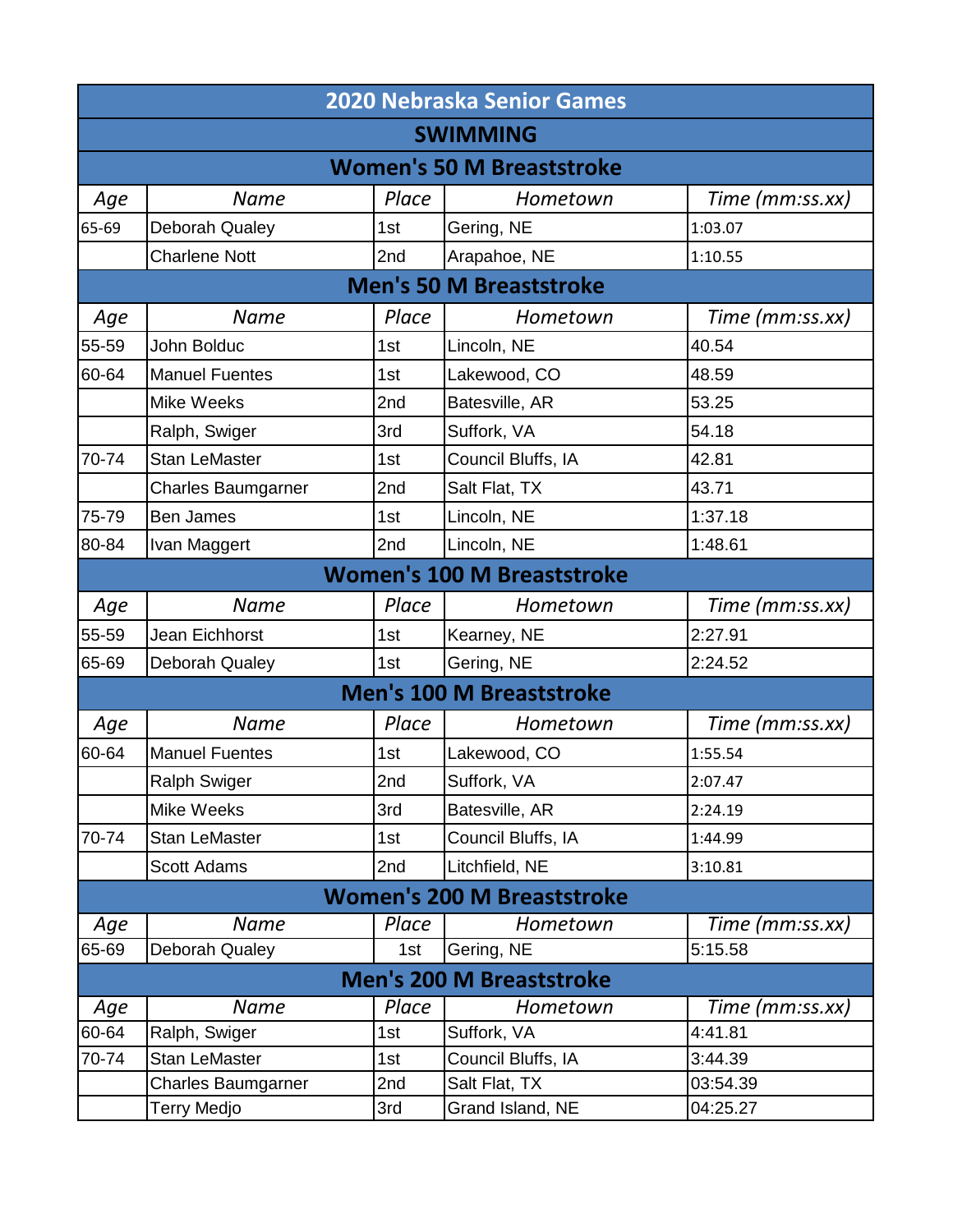# 2020 Nebraska Senior Games

## SWIMMING

### Women's 50 M Breaststroke

| Age | Name | Place | Hometown | Time (mm:ss.xx) |
|---|---|---|---|---|
| 65-69 | Deborah Qualey | 1st | Gering, NE | 1:03.07 |
| | Charlene Nott | 2nd | Arapahoe, NE | 1:10.55 |

### Men's 50 M Breaststroke

| Age | Name | Place | Hometown | Time (mm:ss.xx) |
|---|---|---|---|---|
| 55-59 | John Bolduc | 1st | Lincoln, NE | 40.54 |
| 60-64 | Manuel Fuentes | 1st | Lakewood, CO | 48.59 |
| | Mike Weeks | 2nd | Batesville, AR | 53.25 |
| | Ralph, Swiger | 3rd | Suffork, VA | 54.18 |
| 70-74 | Stan LeMaster | 1st | Council Bluffs, IA | 42.81 |
| | Charles Baumgarner | 2nd | Salt Flat, TX | 43.71 |
| 75-79 | Ben James | 1st | Lincoln, NE | 1:37.18 |
| 80-84 | Ivan Maggert | 2nd | Lincoln, NE | 1:48.61 |

### Women's 100 M Breaststroke

| Age | Name | Place | Hometown | Time (mm:ss.xx) |
|---|---|---|---|---|
| 55-59 | Jean Eichhorst | 1st | Kearney, NE | 2:27.91 |
| 65-69 | Deborah Qualey | 1st | Gering, NE | 2:24.52 |

### Men's 100 M Breaststroke

| Age | Name | Place | Hometown | Time (mm:ss.xx) |
|---|---|---|---|---|
| 60-64 | Manuel Fuentes | 1st | Lakewood, CO | 1:55.54 |
| | Ralph Swiger | 2nd | Suffork, VA | 2:07.47 |
| | Mike Weeks | 3rd | Batesville, AR | 2:24.19 |
| 70-74 | Stan LeMaster | 1st | Council Bluffs, IA | 1:44.99 |
| | Scott Adams | 2nd | Litchfield, NE | 3:10.81 |

### Women's 200 M Breaststroke

| Age | Name | Place | Hometown | Time (mm:ss.xx) |
|---|---|---|---|---|
| 65-69 | Deborah Qualey | 1st | Gering, NE | 5:15.58 |

### Men's 200 M Breaststroke

| Age | Name | Place | Hometown | Time (mm:ss.xx) |
|---|---|---|---|---|
| 60-64 | Ralph, Swiger | 1st | Suffork, VA | 4:41.81 |
| 70-74 | Stan LeMaster | 1st | Council Bluffs, IA | 3:44.39 |
| | Charles Baumgarner | 2nd | Salt Flat, TX | 03:54.39 |
| | Terry Medjo | 3rd | Grand Island, NE | 04:25.27 |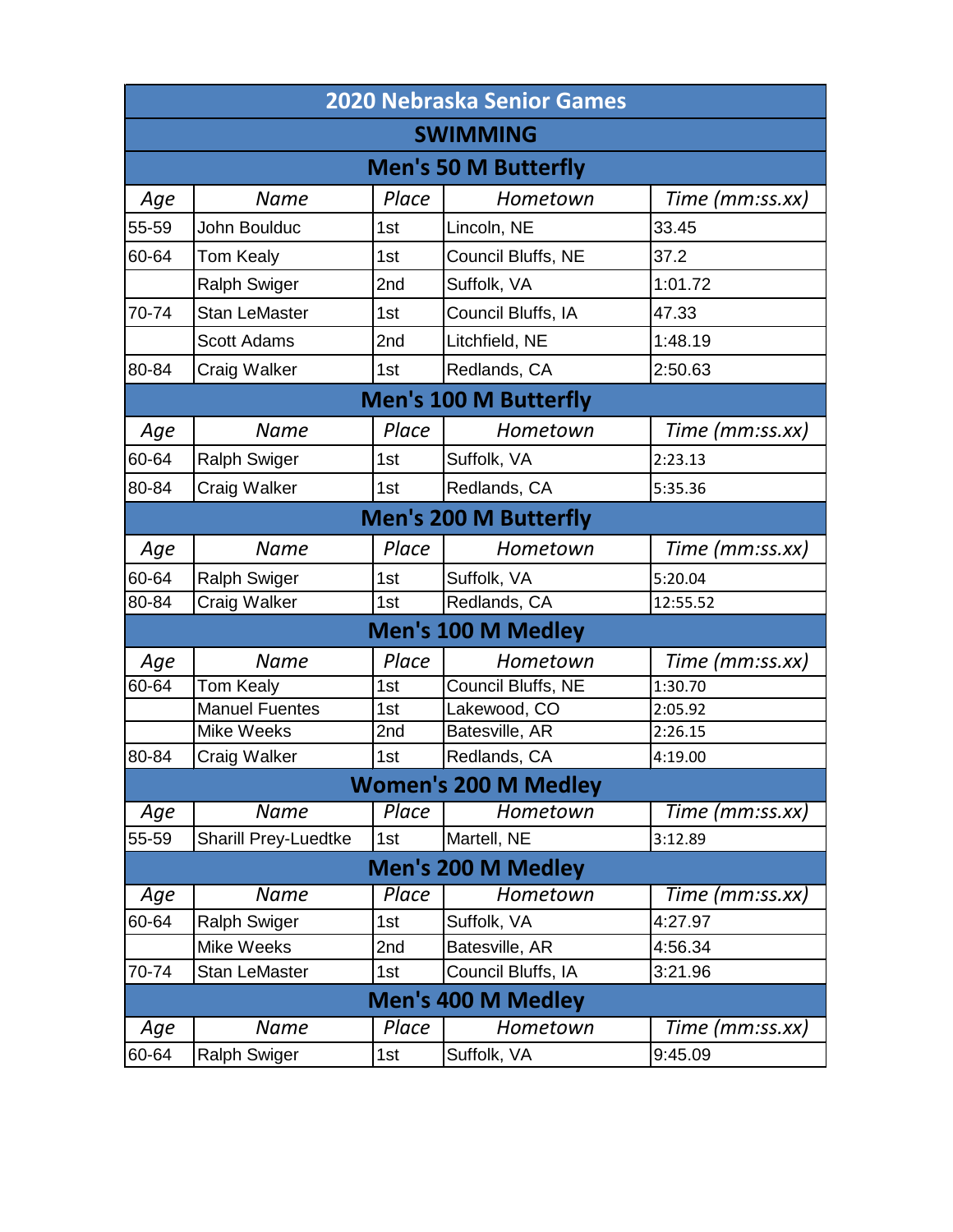# 2020 Nebraska Senior Games

## SWIMMING

### Men's 50 M Butterfly

| Age | Name | Place | Hometown | Time (mm:ss.xx) |
|---|---|---|---|---|
| 55-59 | John Boulduc | 1st | Lincoln, NE | 33.45 |
| 60-64 | Tom Kealy | 1st | Council Bluffs, NE | 37.2 |
| | Ralph Swiger | 2nd | Suffolk, VA | 1:01.72 |
| 70-74 | Stan LeMaster | 1st | Council Bluffs, IA | 47.33 |
| | Scott Adams | 2nd | Litchfield, NE | 1:48.19 |
| 80-84 | Craig Walker | 1st | Redlands, CA | 2:50.63 |

### Men's 100 M Butterfly

| Age | Name | Place | Hometown | Time (mm:ss.xx) |
|---|---|---|---|---|
| 60-64 | Ralph Swiger | 1st | Suffolk, VA | 2:23.13 |
| 80-84 | Craig Walker | 1st | Redlands, CA | 5:35.36 |

### Men's 200 M Butterfly

| Age | Name | Place | Hometown | Time (mm:ss.xx) |
|---|---|---|---|---|
| 60-64 | Ralph Swiger | 1st | Suffolk, VA | 5:20.04 |
| 80-84 | Craig Walker | 1st | Redlands, CA | 12:55.52 |

### Men's 100 M Medley

| Age | Name | Place | Hometown | Time (mm:ss.xx) |
|---|---|---|---|---|
| 60-64 | Tom Kealy | 1st | Council Bluffs, NE | 1:30.70 |
| | Manuel Fuentes | 1st | Lakewood, CO | 2:05.92 |
| | Mike Weeks | 2nd | Batesville, AR | 2:26.15 |
| 80-84 | Craig Walker | 1st | Redlands, CA | 4:19.00 |

### Women's 200 M Medley

| Age | Name | Place | Hometown | Time (mm:ss.xx) |
|---|---|---|---|---|
| 55-59 | Sharill Prey-Luedtke | 1st | Martell, NE | 3:12.89 |

### Men's 200 M Medley

| Age | Name | Place | Hometown | Time (mm:ss.xx) |
|---|---|---|---|---|
| 60-64 | Ralph Swiger | 1st | Suffolk, VA | 4:27.97 |
| | Mike Weeks | 2nd | Batesville, AR | 4:56.34 |
| 70-74 | Stan LeMaster | 1st | Council Bluffs, IA | 3:21.96 |

### Men's 400 M Medley

| Age | Name | Place | Hometown | Time (mm:ss.xx) |
|---|---|---|---|---|
| 60-64 | Ralph Swiger | 1st | Suffolk, VA | 9:45.09 |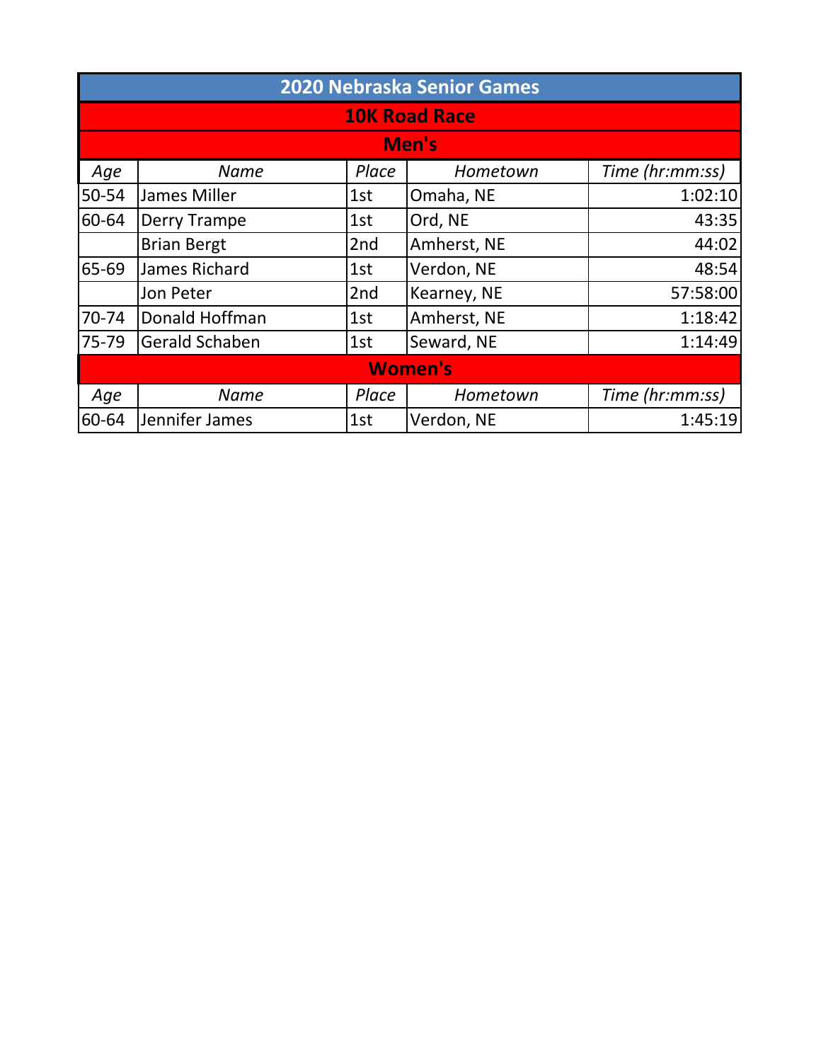# 2020 Nebraska Senior Games

## 10K Road Race

### Men's

| Age | Name | Place | Hometown | Time (hr:mm:ss) |
|---|---|---|---|---|
| 50-54 | James Miller | 1st | Omaha, NE | 1:02:10 |
| 60-64 | Derry Trampe | 1st | Ord, NE | 43:35 |
| | Brian Bergt | 2nd | Amherst, NE | 44:02 |
| 65-69 | James Richard | 1st | Verdon, NE | 48:54 |
| | Jon Peter | 2nd | Kearney, NE | 57:58:00 |
| 70-74 | Donald Hoffman | 1st | Amherst, NE | 1:18:42 |
| 75-79 | Gerald Schaben | 1st | Seward, NE | 1:14:49 |

### Women's

| Age | Name | Place | Hometown | Time (hr:mm:ss) |
|---|---|---|---|---|
| 60-64 | Jennifer James | 1st | Verdon, NE | 1:45:19 |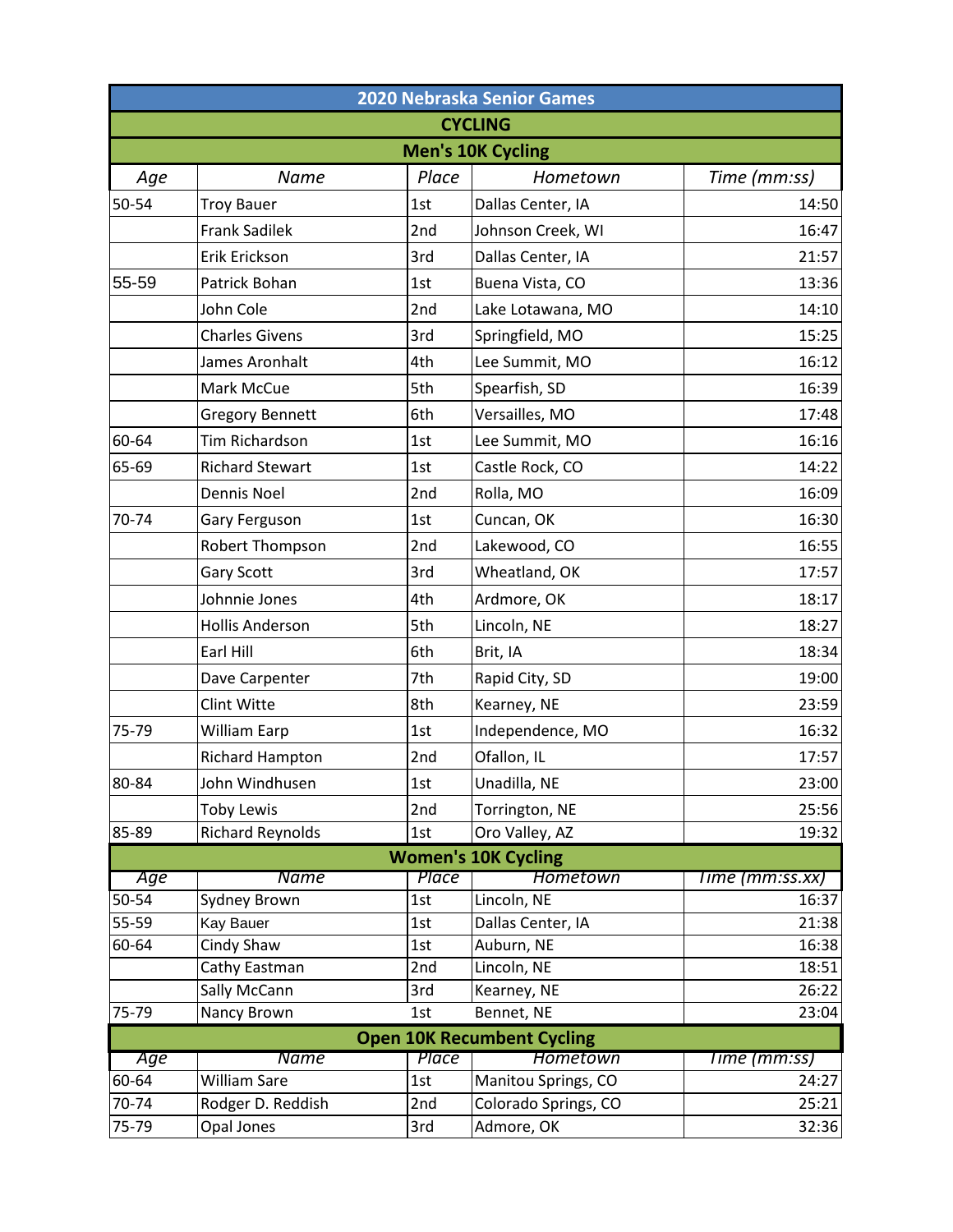## 2020 Nebraska Senior Games

### CYCLING

#### Men's 10K Cycling

| *Age* | *Name* | *Place* | *Hometown* | *Time (mm:ss)* |
|---|---|---|---|---|
| 50-54 | Troy Bauer | 1st | Dallas Center, IA | 14:50 |
| | Frank Sadilek | 2nd | Johnson Creek, WI | 16:47 |
| | Erik Erickson | 3rd | Dallas Center, IA | 21:57 |
| 55-59 | Patrick Bohan | 1st | Buena Vista, CO | 13:36 |
| | John Cole | 2nd | Lake Lotawana, MO | 14:10 |
| | Charles Givens | 3rd | Springfield, MO | 15:25 |
| | James Aronhalt | 4th | Lee Summit, MO | 16:12 |
| | Mark McCue | 5th | Spearfish, SD | 16:39 |
| | Gregory Bennett | 6th | Versailles, MO | 17:48 |
| 60-64 | Tim Richardson | 1st | Lee Summit, MO | 16:16 |
| 65-69 | Richard Stewart | 1st | Castle Rock, CO | 14:22 |
| | Dennis Noel | 2nd | Rolla, MO | 16:09 |
| 70-74 | Gary Ferguson | 1st | Cuncan, OK | 16:30 |
| | Robert Thompson | 2nd | Lakewood, CO | 16:55 |
| | Gary Scott | 3rd | Wheatland, OK | 17:57 |
| | Johnnie Jones | 4th | Ardmore, OK | 18:17 |
| | Hollis Anderson | 5th | Lincoln, NE | 18:27 |
| | Earl Hill | 6th | Brit, IA | 18:34 |
| | Dave Carpenter | 7th | Rapid City, SD | 19:00 |
| | Clint Witte | 8th | Kearney, NE | 23:59 |
| 75-79 | William Earp | 1st | Independence, MO | 16:32 |
| | Richard Hampton | 2nd | Ofallon, IL | 17:57 |
| 80-84 | John Windhusen | 1st | Unadilla, NE | 23:00 |
| | Toby Lewis | 2nd | Torrington, NE | 25:56 |
| 85-89 | Richard Reynolds | 1st | Oro Valley, AZ | 19:32 |

#### Women's 10K Cycling

| *Age* | *Name* | *Place* | *Hometown* | *Time (mm:ss.xx)* |
|---|---|---|---|---|
| 50-54 | Sydney Brown | 1st | Lincoln, NE | 16:37 |
| 55-59 | Kay Bauer | 1st | Dallas Center, IA | 21:38 |
| 60-64 | Cindy Shaw | 1st | Auburn, NE | 16:38 |
| | Cathy Eastman | 2nd | Lincoln, NE | 18:51 |
| | Sally McCann | 3rd | Kearney, NE | 26:22 |
| 75-79 | Nancy Brown | 1st | Bennet, NE | 23:04 |

#### Open 10K Recumbent Cycling

| *Age* | *Name* | *Place* | *Hometown* | *Time (mm:ss)* |
|---|---|---|---|---|
| 60-64 | William Sare | 1st | Manitou Springs, CO | 24:27 |
| 70-74 | Rodger D. Reddish | 2nd | Colorado Springs, CO | 25:21 |
| 75-79 | Opal Jones | 3rd | Admore, OK | 32:36 |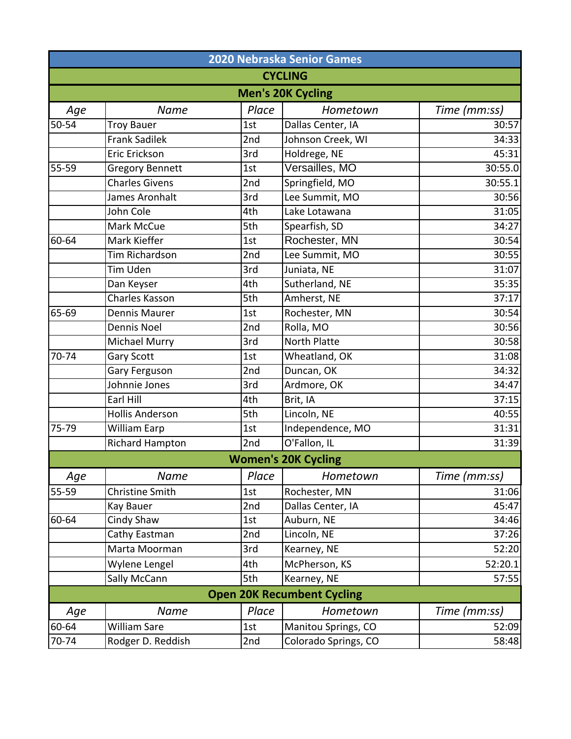## 2020 Nebraska Senior Games

### CYCLING

#### Men's 20K Cycling

| Age | Name | Place | Hometown | Time (mm:ss) |
|---|---|---|---|---|
| 50-54 | Troy Bauer | 1st | Dallas Center, IA | 30:57 |
| | Frank Sadilek | 2nd | Johnson Creek, WI | 34:33 |
| | Eric Erickson | 3rd | Holdrege, NE | 45:31 |
| 55-59 | Gregory Bennett | 1st | Versailles, MO | 30:55.0 |
| | Charles Givens | 2nd | Springfield, MO | 30:55.1 |
| | James Aronhalt | 3rd | Lee Summit, MO | 30:56 |
| | John Cole | 4th | Lake Lotawana | 31:05 |
| | Mark McCue | 5th | Spearfish, SD | 34:27 |
| 60-64 | Mark Kieffer | 1st | Rochester, MN | 30:54 |
| | Tim Richardson | 2nd | Lee Summit, MO | 30:55 |
| | Tim Uden | 3rd | Juniata, NE | 31:07 |
| | Dan Keyser | 4th | Sutherland, NE | 35:35 |
| | Charles Kasson | 5th | Amherst, NE | 37:17 |
| 65-69 | Dennis Maurer | 1st | Rochester, MN | 30:54 |
| | Dennis Noel | 2nd | Rolla, MO | 30:56 |
| | Michael Murry | 3rd | North Platte | 30:58 |
| 70-74 | Gary Scott | 1st | Wheatland, OK | 31:08 |
| | Gary Ferguson | 2nd | Duncan, OK | 34:32 |
| | Johnnie Jones | 3rd | Ardmore, OK | 34:47 |
| | Earl Hill | 4th | Brit, IA | 37:15 |
| | Hollis Anderson | 5th | Lincoln, NE | 40:55 |
| 75-79 | William Earp | 1st | Independence, MO | 31:31 |
| | Richard Hampton | 2nd | O'Fallon, IL | 31:39 |

#### Women's 20K Cycling

| Age | Name | Place | Hometown | Time (mm:ss) |
|---|---|---|---|---|
| 55-59 | Christine Smith | 1st | Rochester, MN | 31:06 |
| | Kay Bauer | 2nd | Dallas Center, IA | 45:47 |
| 60-64 | Cindy Shaw | 1st | Auburn, NE | 34:46 |
| | Cathy Eastman | 2nd | Lincoln, NE | 37:26 |
| | Marta Moorman | 3rd | Kearney, NE | 52:20 |
| | Wylene Lengel | 4th | McPherson, KS | 52:20.1 |
| | Sally McCann | 5th | Kearney, NE | 57:55 |

#### Open 20K Recumbent Cycling

| Age | Name | Place | Hometown | Time (mm:ss) |
|---|---|---|---|---|
| 60-64 | William Sare | 1st | Manitou Springs, CO | 52:09 |
| 70-74 | Rodger D. Reddish | 2nd | Colorado Springs, CO | 58:48 |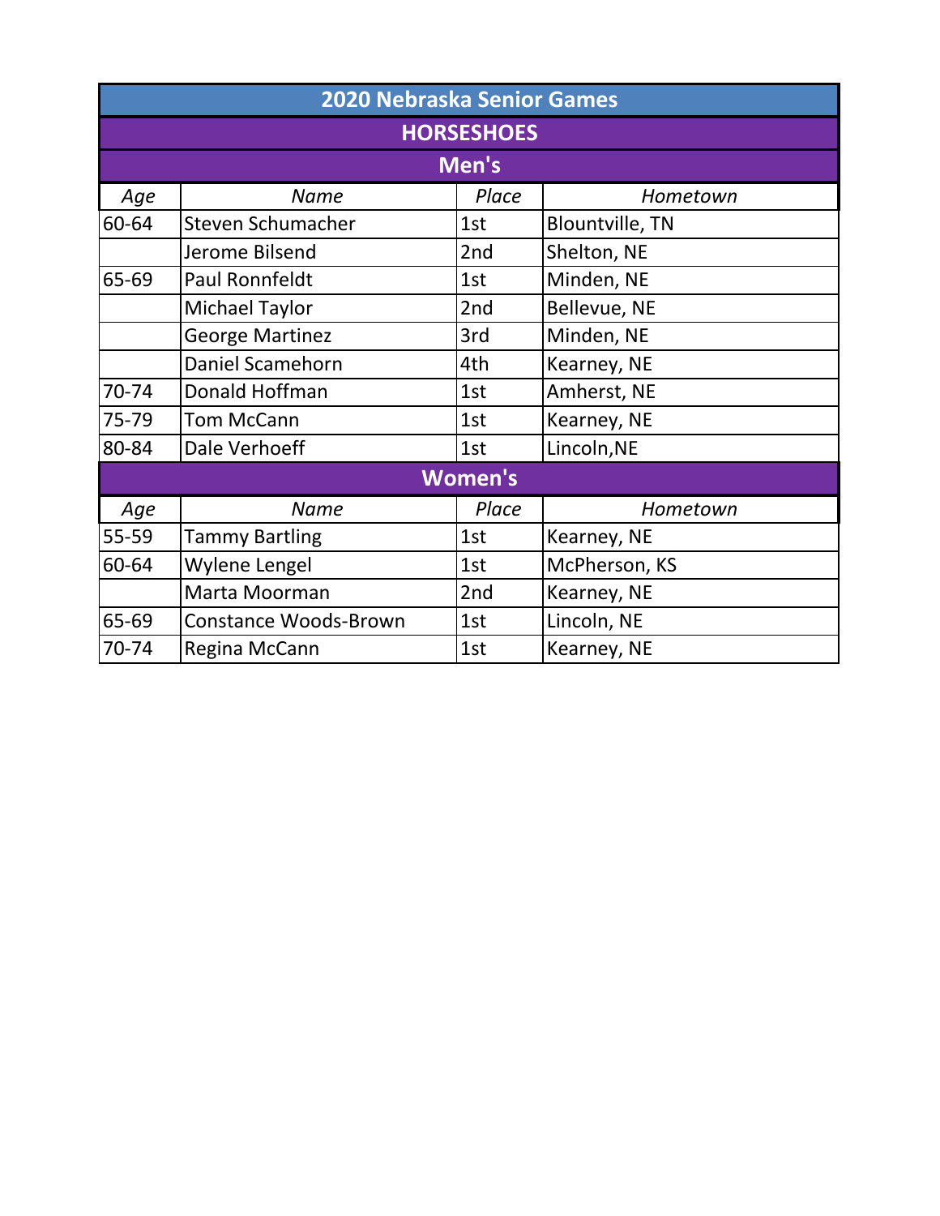# 2020 Nebraska Senior Games

## HORSESHOES

### Men's

| *Age* | *Name* | *Place* | *Hometown* |
|---|---|---|---|
| 60-64 | Steven Schumacher | 1st | Blountville, TN |
| | Jerome Bilsend | 2nd | Shelton, NE |
| 65-69 | Paul Ronnfeldt | 1st | Minden, NE |
| | Michael Taylor | 2nd | Bellevue, NE |
| | George Martinez | 3rd | Minden, NE |
| | Daniel Scamehorn | 4th | Kearney, NE |
| 70-74 | Donald Hoffman | 1st | Amherst, NE |
| 75-79 | Tom McCann | 1st | Kearney, NE |
| 80-84 | Dale Verhoeff | 1st | Lincoln,NE |

### Women's

| *Age* | *Name* | *Place* | *Hometown* |
|---|---|---|---|
| 55-59 | Tammy Bartling | 1st | Kearney, NE |
| 60-64 | Wylene Lengel | 1st | McPherson, KS |
| | Marta Moorman | 2nd | Kearney, NE |
| 65-69 | Constance Woods-Brown | 1st | Lincoln, NE |
| 70-74 | Regina McCann | 1st | Kearney, NE |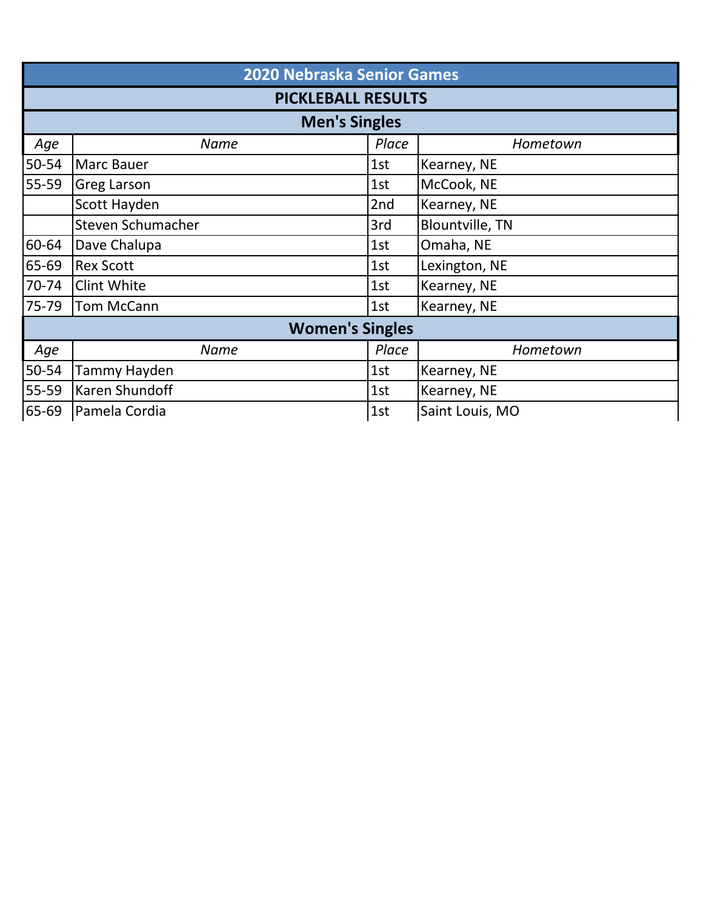# 2020 Nebraska Senior Games

## PICKLEBALL RESULTS

### Men's Singles

| *Age* | *Name* | *Place* | *Hometown* |
|---|---|---|---|
| 50-54 | Marc Bauer | 1st | Kearney, NE |
| 55-59 | Greg Larson | 1st | McCook, NE |
| | Scott Hayden | 2nd | Kearney, NE |
| | Steven Schumacher | 3rd | Blountville, TN |
| 60-64 | Dave Chalupa | 1st | Omaha, NE |
| 65-69 | Rex Scott | 1st | Lexington, NE |
| 70-74 | Clint White | 1st | Kearney, NE |
| 75-79 | Tom McCann | 1st | Kearney, NE |

### Women's Singles

| *Age* | *Name* | *Place* | *Hometown* |
|---|---|---|---|
| 50-54 | Tammy Hayden | 1st | Kearney, NE |
| 55-59 | Karen Shundoff | 1st | Kearney, NE |
| 65-69 | Pamela Cordia | 1st | Saint Louis, MO |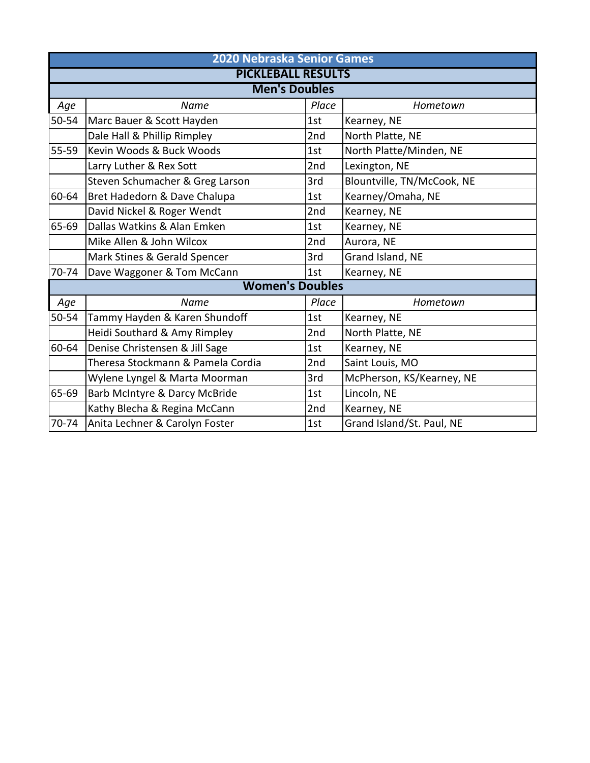# 2020 Nebraska Senior Games

## PICKLEBALL RESULTS

### Men's Doubles

| Age | Name | Place | Hometown |
|---|---|---|---|
| 50-54 | Marc Bauer & Scott Hayden | 1st | Kearney, NE |
| | Dale Hall & Phillip Rimpley | 2nd | North Platte, NE |
| 55-59 | Kevin Woods & Buck Woods | 1st | North Platte/Minden, NE |
| | Larry Luther & Rex Sott | 2nd | Lexington, NE |
| | Steven Schumacher & Greg Larson | 3rd | Blountville, TN/McCook, NE |
| 60-64 | Bret Hadedorn & Dave Chalupa | 1st | Kearney/Omaha, NE |
| | David Nickel & Roger Wendt | 2nd | Kearney, NE |
| 65-69 | Dallas Watkins & Alan Emken | 1st | Kearney, NE |
| | Mike Allen & John Wilcox | 2nd | Aurora, NE |
| | Mark Stines & Gerald Spencer | 3rd | Grand Island, NE |
| 70-74 | Dave Waggoner & Tom McCann | 1st | Kearney, NE |

### Women's Doubles

| Age | Name | Place | Hometown |
|---|---|---|---|
| 50-54 | Tammy Hayden & Karen Shundoff | 1st | Kearney, NE |
| | Heidi Southard & Amy Rimpley | 2nd | North Platte, NE |
| 60-64 | Denise Christensen & Jill Sage | 1st | Kearney, NE |
| | Theresa Stockmann & Pamela Cordia | 2nd | Saint Louis, MO |
| | Wylene Lyngel & Marta Moorman | 3rd | McPherson, KS/Kearney, NE |
| 65-69 | Barb McIntyre & Darcy McBride | 1st | Lincoln, NE |
| | Kathy Blecha & Regina McCann | 2nd | Kearney, NE |
| 70-74 | Anita Lechner & Carolyn Foster | 1st | Grand Island/St. Paul, NE |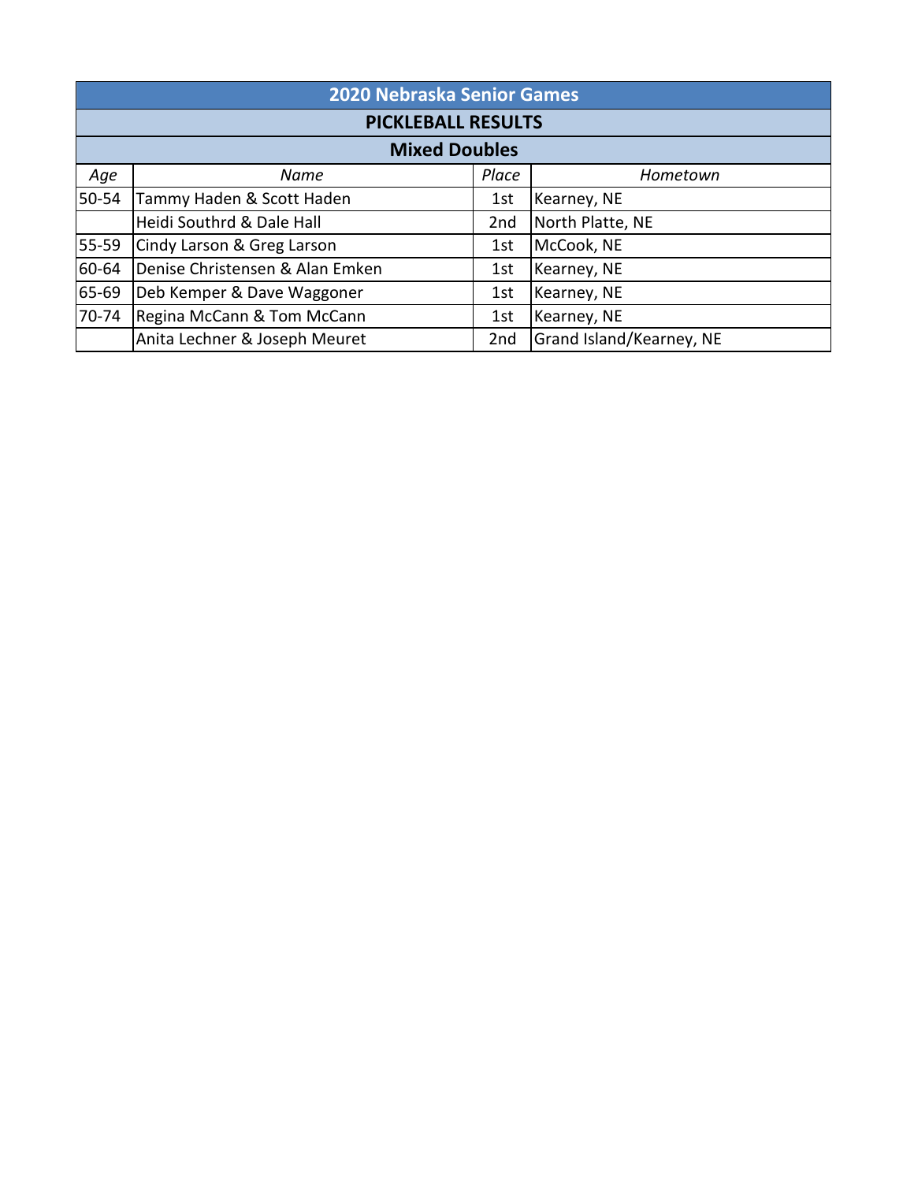# 2020 Nebraska Senior Games

## PICKLEBALL RESULTS

### Mixed Doubles

| *Age* | *Name* | *Place* | *Hometown* |
|---|---|---|---|
| 50-54 | Tammy Haden & Scott Haden | 1st | Kearney, NE |
| | Heidi Southrd & Dale Hall | 2nd | North Platte, NE |
| 55-59 | Cindy Larson & Greg Larson | 1st | McCook, NE |
| 60-64 | Denise Christensen & Alan Emken | 1st | Kearney, NE |
| 65-69 | Deb Kemper & Dave Waggoner | 1st | Kearney, NE |
| 70-74 | Regina McCann & Tom McCann | 1st | Kearney, NE |
| | Anita Lechner & Joseph Meuret | 2nd | Grand Island/Kearney, NE |